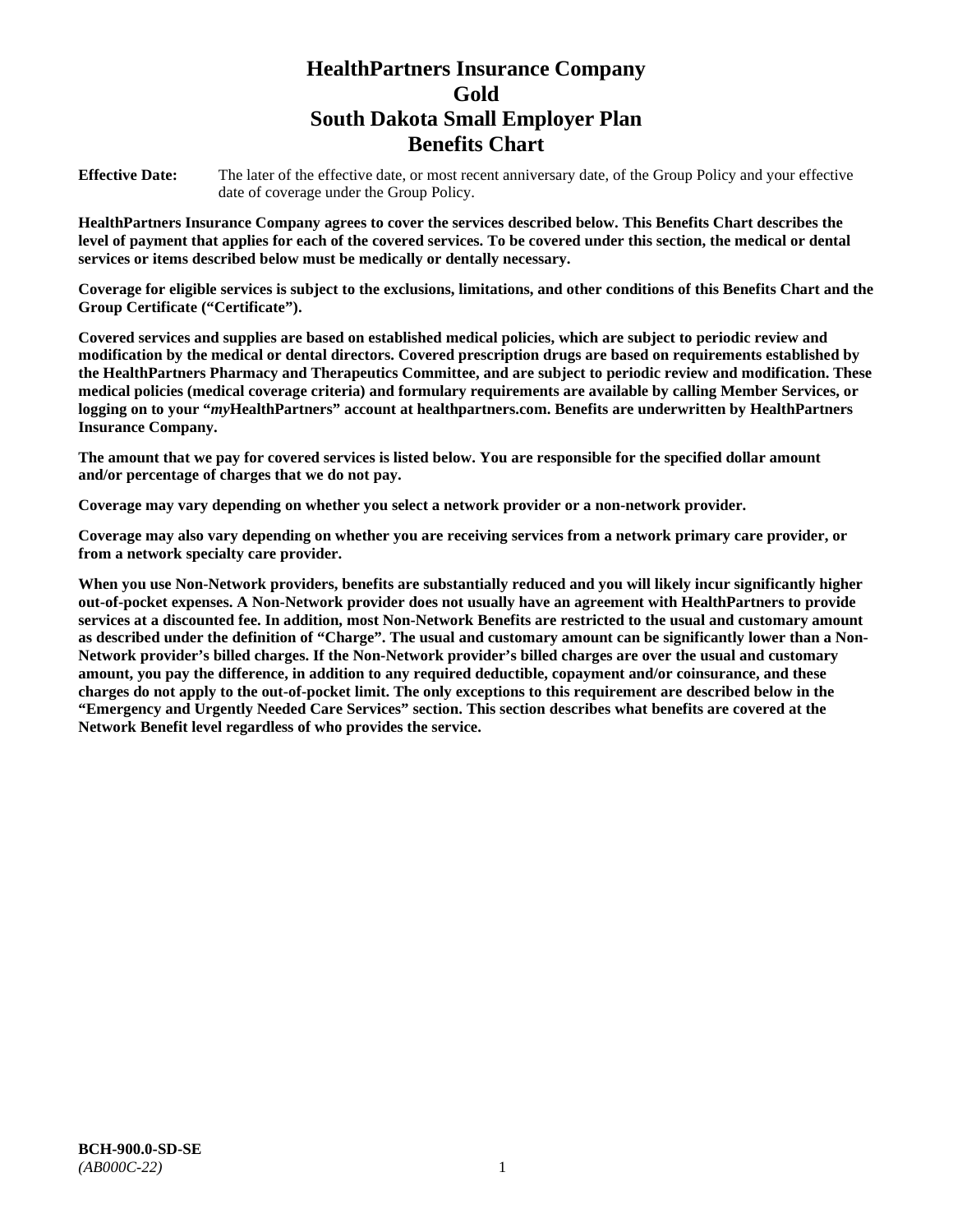# HealthPartners Insurance Company
# Gold
# South Dakota Small Employer Plan
# Benefits Chart

**Effective Date:** The later of the effective date, or most recent anniversary date, of the Group Policy and your effective date of coverage under the Group Policy.

**HealthPartners Insurance Company agrees to cover the services described below. This Benefits Chart describes the level of payment that applies for each of the covered services. To be covered under this section, the medical or dental services or items described below must be medically or dentally necessary.**

**Coverage for eligible services is subject to the exclusions, limitations, and other conditions of this Benefits Chart and the Group Certificate ("Certificate").**

**Covered services and supplies are based on established medical policies, which are subject to periodic review and modification by the medical or dental directors. Covered prescription drugs are based on requirements established by the HealthPartners Pharmacy and Therapeutics Committee, and are subject to periodic review and modification. These medical policies (medical coverage criteria) and formulary requirements are available by calling Member Services, or logging on to your "*my*HealthPartners" account at healthpartners.com. Benefits are underwritten by HealthPartners Insurance Company.**

**The amount that we pay for covered services is listed below. You are responsible for the specified dollar amount and/or percentage of charges that we do not pay.**

**Coverage may vary depending on whether you select a network provider or a non-network provider.**

**Coverage may also vary depending on whether you are receiving services from a network primary care provider, or from a network specialty care provider.**

**When you use Non-Network providers, benefits are substantially reduced and you will likely incur significantly higher out-of-pocket expenses. A Non-Network provider does not usually have an agreement with HealthPartners to provide services at a discounted fee. In addition, most Non-Network Benefits are restricted to the usual and customary amount as described under the definition of "Charge". The usual and customary amount can be significantly lower than a Non-Network provider's billed charges. If the Non-Network provider's billed charges are over the usual and customary amount, you pay the difference, in addition to any required deductible, copayment and/or coinsurance, and these charges do not apply to the out-of-pocket limit. The only exceptions to this requirement are described below in the "Emergency and Urgently Needed Care Services" section. This section describes what benefits are covered at the Network Benefit level regardless of who provides the service.**

**BCH-900.0-SD-SE**
*(AB000C-22)*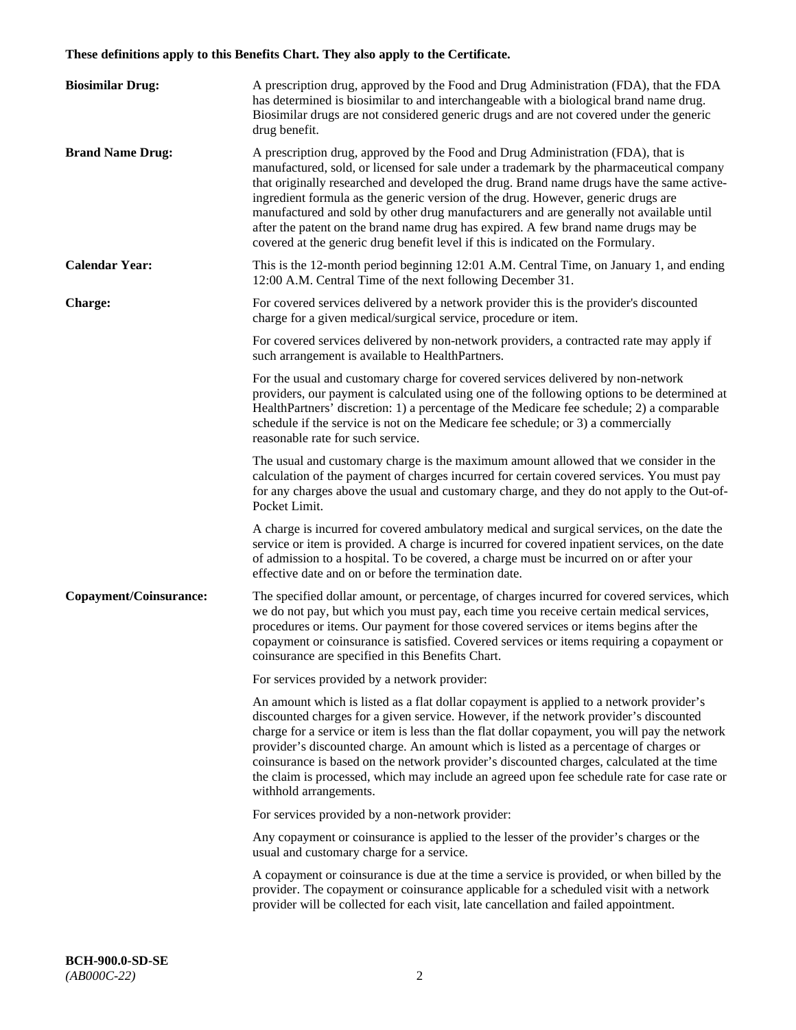**These definitions apply to this Benefits Chart. They also apply to the Certificate.**

**Biosimilar Drug:** A prescription drug, approved by the Food and Drug Administration (FDA), that the FDA has determined is biosimilar to and interchangeable with a biological brand name drug. Biosimilar drugs are not considered generic drugs and are not covered under the generic drug benefit.

**Brand Name Drug:** A prescription drug, approved by the Food and Drug Administration (FDA), that is manufactured, sold, or licensed for sale under a trademark by the pharmaceutical company that originally researched and developed the drug. Brand name drugs have the same active-ingredient formula as the generic version of the drug. However, generic drugs are manufactured and sold by other drug manufacturers and are generally not available until after the patent on the brand name drug has expired. A few brand name drugs may be covered at the generic drug benefit level if this is indicated on the Formulary.

**Calendar Year:** This is the 12-month period beginning 12:01 A.M. Central Time, on January 1, and ending 12:00 A.M. Central Time of the next following December 31.

**Charge:** For covered services delivered by a network provider this is the provider's discounted charge for a given medical/surgical service, procedure or item.

For covered services delivered by non-network providers, a contracted rate may apply if such arrangement is available to HealthPartners.

For the usual and customary charge for covered services delivered by non-network providers, our payment is calculated using one of the following options to be determined at HealthPartners' discretion: 1) a percentage of the Medicare fee schedule; 2) a comparable schedule if the service is not on the Medicare fee schedule; or 3) a commercially reasonable rate for such service.

The usual and customary charge is the maximum amount allowed that we consider in the calculation of the payment of charges incurred for certain covered services. You must pay for any charges above the usual and customary charge, and they do not apply to the Out-of-Pocket Limit.

A charge is incurred for covered ambulatory medical and surgical services, on the date the service or item is provided. A charge is incurred for covered inpatient services, on the date of admission to a hospital. To be covered, a charge must be incurred on or after your effective date and on or before the termination date.

**Copayment/Coinsurance:** The specified dollar amount, or percentage, of charges incurred for covered services, which we do not pay, but which you must pay, each time you receive certain medical services, procedures or items. Our payment for those covered services or items begins after the copayment or coinsurance is satisfied. Covered services or items requiring a copayment or coinsurance are specified in this Benefits Chart.

For services provided by a network provider:

An amount which is listed as a flat dollar copayment is applied to a network provider's discounted charges for a given service. However, if the network provider's discounted charge for a service or item is less than the flat dollar copayment, you will pay the network provider's discounted charge. An amount which is listed as a percentage of charges or coinsurance is based on the network provider's discounted charges, calculated at the time the claim is processed, which may include an agreed upon fee schedule rate for case rate or withhold arrangements.

For services provided by a non-network provider:

Any copayment or coinsurance is applied to the lesser of the provider's charges or the usual and customary charge for a service.

A copayment or coinsurance is due at the time a service is provided, or when billed by the provider. The copayment or coinsurance applicable for a scheduled visit with a network provider will be collected for each visit, late cancellation and failed appointment.

**BCH-900.0-SD-SE**
*(AB000C-22)*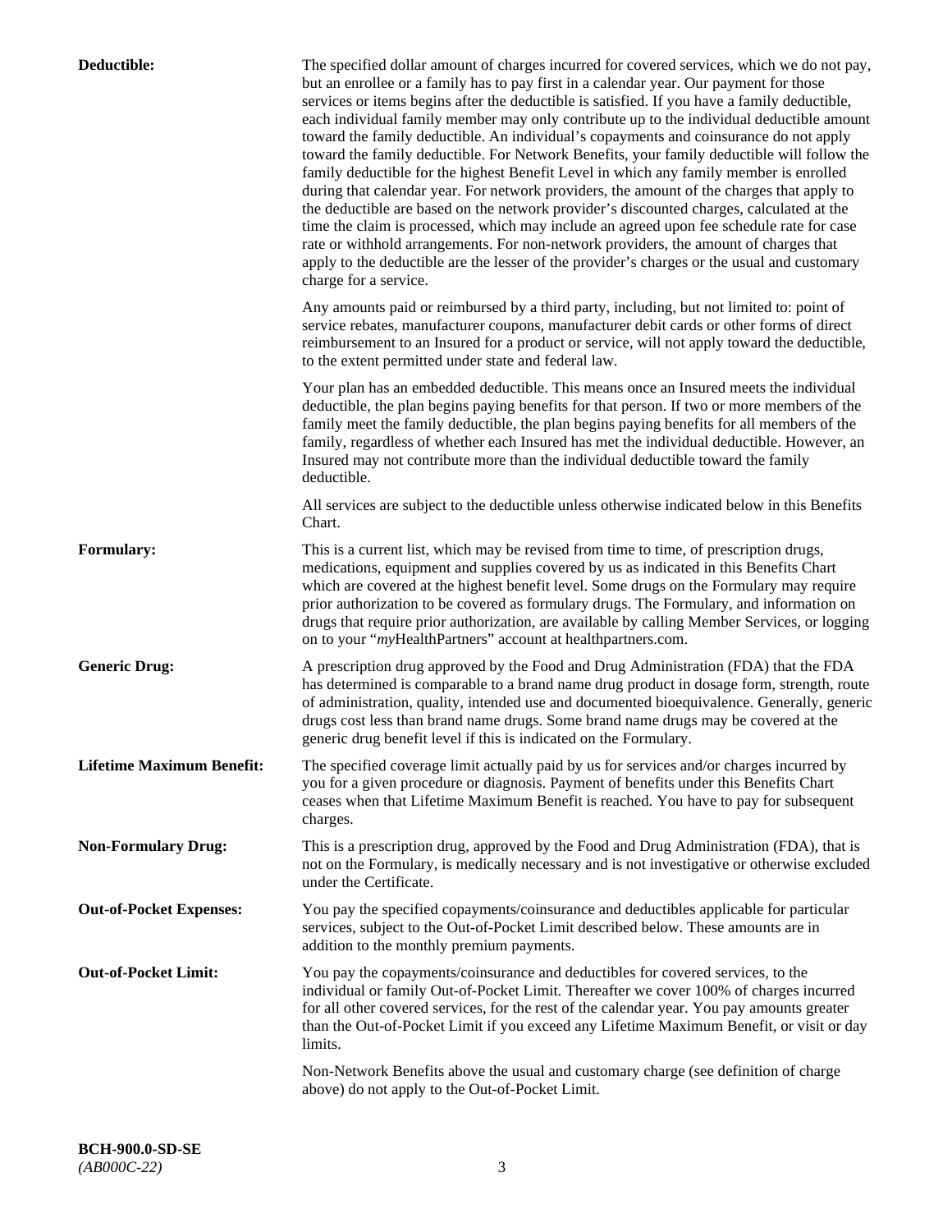**Deductible:** The specified dollar amount of charges incurred for covered services, which we do not pay, but an enrollee or a family has to pay first in a calendar year. Our payment for those services or items begins after the deductible is satisfied. If you have a family deductible, each individual family member may only contribute up to the individual deductible amount toward the family deductible. An individual's copayments and coinsurance do not apply toward the family deductible. For Network Benefits, your family deductible will follow the family deductible for the highest Benefit Level in which any family member is enrolled during that calendar year. For network providers, the amount of the charges that apply to the deductible are based on the network provider's discounted charges, calculated at the time the claim is processed, which may include an agreed upon fee schedule rate for case rate or withhold arrangements. For non-network providers, the amount of charges that apply to the deductible are the lesser of the provider's charges or the usual and customary charge for a service.

Any amounts paid or reimbursed by a third party, including, but not limited to: point of service rebates, manufacturer coupons, manufacturer debit cards or other forms of direct reimbursement to an Insured for a product or service, will not apply toward the deductible, to the extent permitted under state and federal law.

Your plan has an embedded deductible. This means once an Insured meets the individual deductible, the plan begins paying benefits for that person. If two or more members of the family meet the family deductible, the plan begins paying benefits for all members of the family, regardless of whether each Insured has met the individual deductible. However, an Insured may not contribute more than the individual deductible toward the family deductible.

All services are subject to the deductible unless otherwise indicated below in this Benefits Chart.

**Formulary:** This is a current list, which may be revised from time to time, of prescription drugs, medications, equipment and supplies covered by us as indicated in this Benefits Chart which are covered at the highest benefit level. Some drugs on the Formulary may require prior authorization to be covered as formulary drugs. The Formulary, and information on drugs that require prior authorization, are available by calling Member Services, or logging on to your "*my*HealthPartners" account at healthpartners.com.

**Generic Drug:** A prescription drug approved by the Food and Drug Administration (FDA) that the FDA has determined is comparable to a brand name drug product in dosage form, strength, route of administration, quality, intended use and documented bioequivalence. Generally, generic drugs cost less than brand name drugs. Some brand name drugs may be covered at the generic drug benefit level if this is indicated on the Formulary.

**Lifetime Maximum Benefit:** The specified coverage limit actually paid by us for services and/or charges incurred by you for a given procedure or diagnosis. Payment of benefits under this Benefits Chart ceases when that Lifetime Maximum Benefit is reached. You have to pay for subsequent charges.

**Non-Formulary Drug:** This is a prescription drug, approved by the Food and Drug Administration (FDA), that is not on the Formulary, is medically necessary and is not investigative or otherwise excluded under the Certificate.

**Out-of-Pocket Expenses:** You pay the specified copayments/coinsurance and deductibles applicable for particular services, subject to the Out-of-Pocket Limit described below. These amounts are in addition to the monthly premium payments.

**Out-of-Pocket Limit:** You pay the copayments/coinsurance and deductibles for covered services, to the individual or family Out-of-Pocket Limit. Thereafter we cover 100% of charges incurred for all other covered services, for the rest of the calendar year. You pay amounts greater than the Out-of-Pocket Limit if you exceed any Lifetime Maximum Benefit, or visit or day limits.

Non-Network Benefits above the usual and customary charge (see definition of charge above) do not apply to the Out-of-Pocket Limit.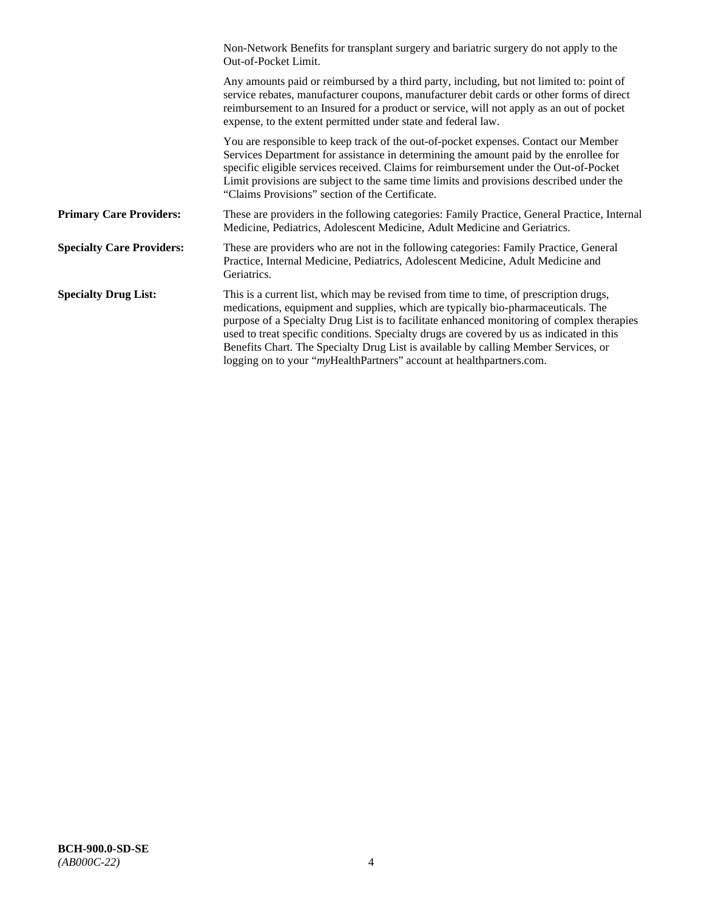Non-Network Benefits for transplant surgery and bariatric surgery do not apply to the Out-of-Pocket Limit.

Any amounts paid or reimbursed by a third party, including, but not limited to: point of service rebates, manufacturer coupons, manufacturer debit cards or other forms of direct reimbursement to an Insured for a product or service, will not apply as an out of pocket expense, to the extent permitted under state and federal law.

You are responsible to keep track of the out-of-pocket expenses. Contact our Member Services Department for assistance in determining the amount paid by the enrollee for specific eligible services received. Claims for reimbursement under the Out-of-Pocket Limit provisions are subject to the same time limits and provisions described under the "Claims Provisions" section of the Certificate.

**Primary Care Providers:** These are providers in the following categories: Family Practice, General Practice, Internal Medicine, Pediatrics, Adolescent Medicine, Adult Medicine and Geriatrics.

**Specialty Care Providers:** These are providers who are not in the following categories: Family Practice, General Practice, Internal Medicine, Pediatrics, Adolescent Medicine, Adult Medicine and Geriatrics.

**Specialty Drug List:** This is a current list, which may be revised from time to time, of prescription drugs, medications, equipment and supplies, which are typically bio-pharmaceuticals. The purpose of a Specialty Drug List is to facilitate enhanced monitoring of complex therapies used to treat specific conditions. Specialty drugs are covered by us as indicated in this Benefits Chart. The Specialty Drug List is available by calling Member Services, or logging on to your "*my*HealthPartners" account at healthpartners.com.

**BCH-900.0-SD-SE**
*(AB000C-22)*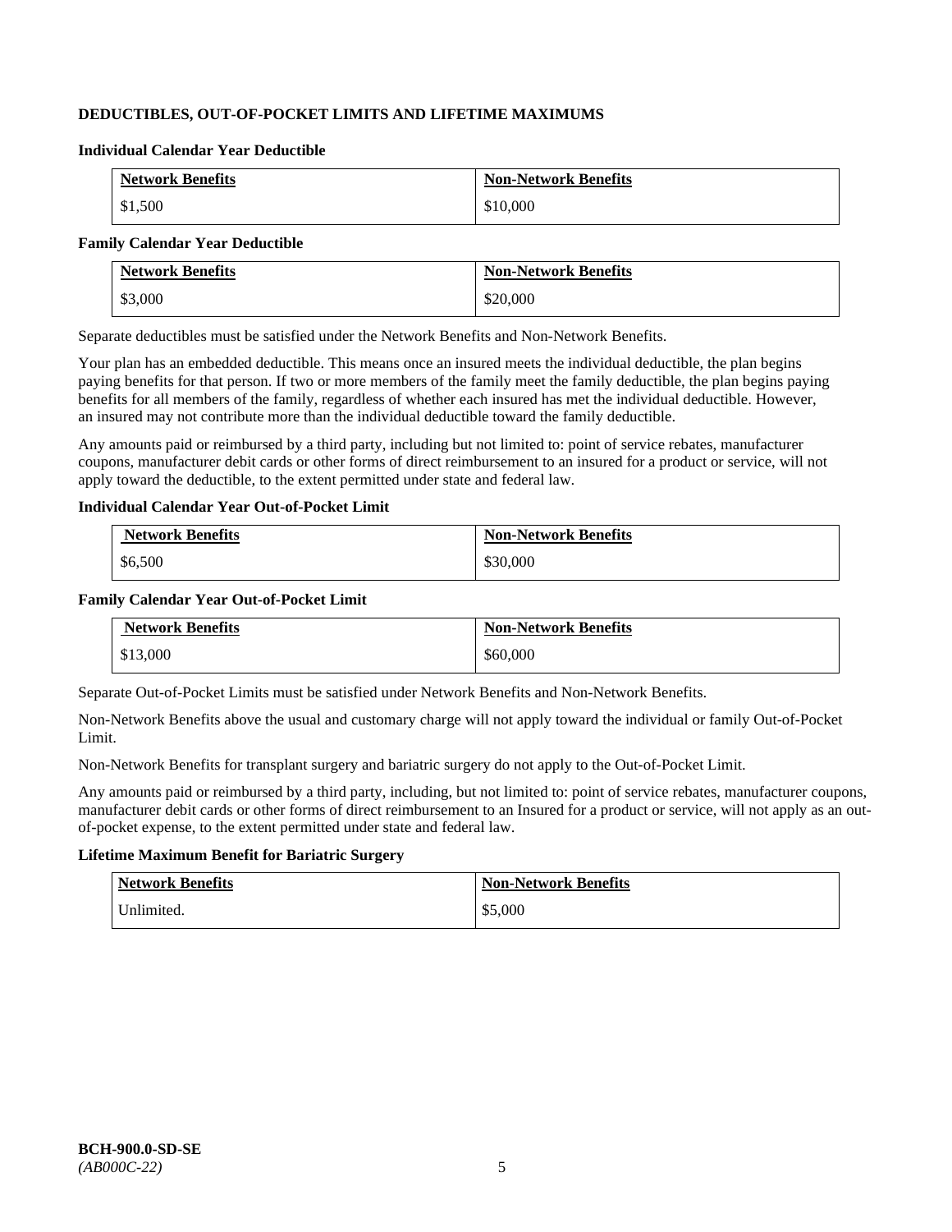## DEDUCTIBLES, OUT-OF-POCKET LIMITS AND LIFETIME MAXIMUMS

### Individual Calendar Year Deductible

| Network Benefits | Non-Network Benefits |
|---|---|
| $1,500 | $10,000 |

### Family Calendar Year Deductible

| Network Benefits | Non-Network Benefits |
|---|---|
| $3,000 | $20,000 |

Separate deductibles must be satisfied under the Network Benefits and Non-Network Benefits.

Your plan has an embedded deductible. This means once an insured meets the individual deductible, the plan begins paying benefits for that person. If two or more members of the family meet the family deductible, the plan begins paying benefits for all members of the family, regardless of whether each insured has met the individual deductible. However, an insured may not contribute more than the individual deductible toward the family deductible.

Any amounts paid or reimbursed by a third party, including but not limited to: point of service rebates, manufacturer coupons, manufacturer debit cards or other forms of direct reimbursement to an insured for a product or service, will not apply toward the deductible, to the extent permitted under state and federal law.

### Individual Calendar Year Out-of-Pocket Limit

| Network Benefits | Non-Network Benefits |
|---|---|
| $6,500 | $30,000 |

### Family Calendar Year Out-of-Pocket Limit

| Network Benefits | Non-Network Benefits |
|---|---|
| $13,000 | $60,000 |

Separate Out-of-Pocket Limits must be satisfied under Network Benefits and Non-Network Benefits.

Non-Network Benefits above the usual and customary charge will not apply toward the individual or family Out-of-Pocket Limit.

Non-Network Benefits for transplant surgery and bariatric surgery do not apply to the Out-of-Pocket Limit.

Any amounts paid or reimbursed by a third party, including, but not limited to: point of service rebates, manufacturer coupons, manufacturer debit cards or other forms of direct reimbursement to an Insured for a product or service, will not apply as an out-of-pocket expense, to the extent permitted under state and federal law.

### Lifetime Maximum Benefit for Bariatric Surgery

| Network Benefits | Non-Network Benefits |
|---|---|
| Unlimited. | $5,000 |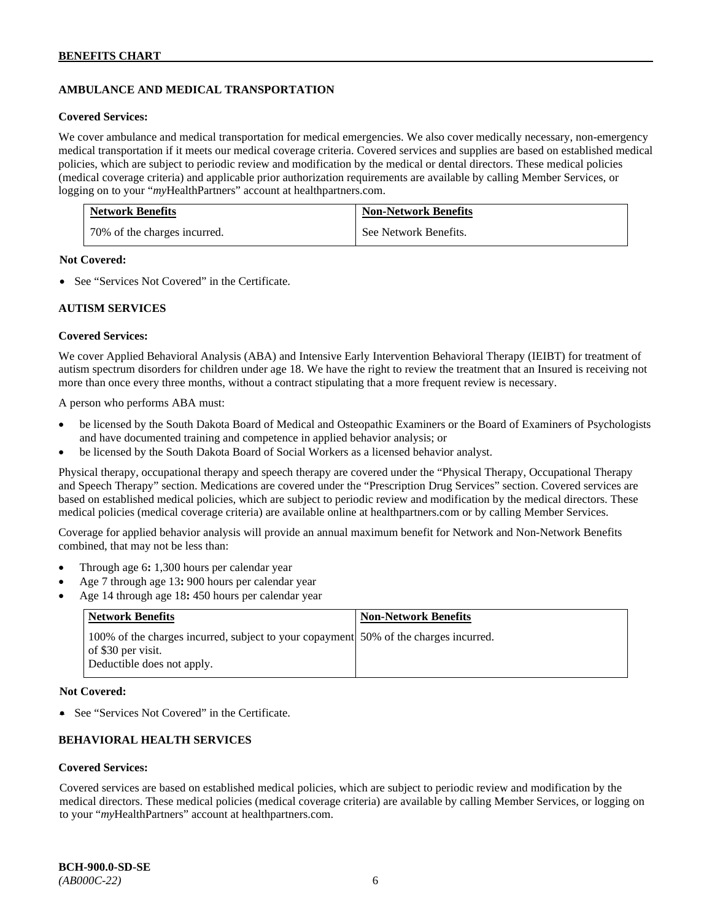## AMBULANCE AND MEDICAL TRANSPORTATION

**Covered Services:**

We cover ambulance and medical transportation for medical emergencies. We also cover medically necessary, non-emergency medical transportation if it meets our medical coverage criteria. Covered services and supplies are based on established medical policies, which are subject to periodic review and modification by the medical or dental directors. These medical policies (medical coverage criteria) and applicable prior authorization requirements are available by calling Member Services, or logging on to your "*my*HealthPartners" account at healthpartners.com.

| Network Benefits | Non-Network Benefits |
|---|---|
| 70% of the charges incurred. | See Network Benefits. |

**Not Covered:**

- See "Services Not Covered" in the Certificate.

## AUTISM SERVICES

**Covered Services:**

We cover Applied Behavioral Analysis (ABA) and Intensive Early Intervention Behavioral Therapy (IEIBT) for treatment of autism spectrum disorders for children under age 18. We have the right to review the treatment that an Insured is receiving not more than once every three months, without a contract stipulating that a more frequent review is necessary.

A person who performs ABA must:

- be licensed by the South Dakota Board of Medical and Osteopathic Examiners or the Board of Examiners of Psychologists and have documented training and competence in applied behavior analysis; or
- be licensed by the South Dakota Board of Social Workers as a licensed behavior analyst.

Physical therapy, occupational therapy and speech therapy are covered under the "Physical Therapy, Occupational Therapy and Speech Therapy" section. Medications are covered under the "Prescription Drug Services" section. Covered services are based on established medical policies, which are subject to periodic review and modification by the medical directors. These medical policies (medical coverage criteria) are available online at healthpartners.com or by calling Member Services.

Coverage for applied behavior analysis will provide an annual maximum benefit for Network and Non-Network Benefits combined, that may not be less than:

- Through age 6**:** 1,300 hours per calendar year
- Age 7 through age 13**:** 900 hours per calendar year
- Age 14 through age 18**:** 450 hours per calendar year

| Network Benefits | Non-Network Benefits |
|---|---|
| 100% of the charges incurred, subject to your copayment of $30 per visit.<br>Deductible does not apply. | 50% of the charges incurred. |

**Not Covered:**

- See "Services Not Covered" in the Certificate.

## BEHAVIORAL HEALTH SERVICES

**Covered Services:**

Covered services are based on established medical policies, which are subject to periodic review and modification by the medical directors. These medical policies (medical coverage criteria) are available by calling Member Services, or logging on to your "*my*HealthPartners" account at healthpartners.com.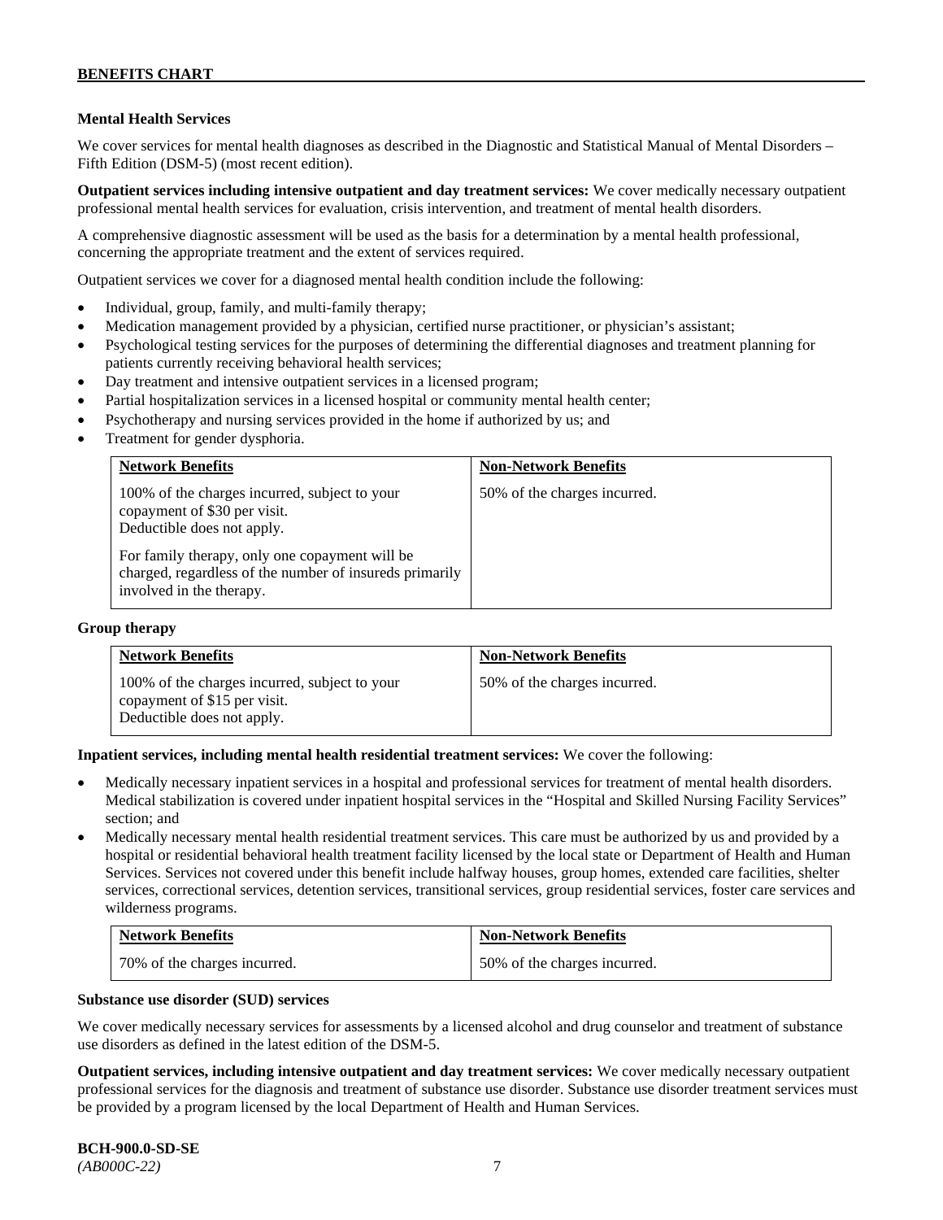**Mental Health Services**

We cover services for mental health diagnoses as described in the Diagnostic and Statistical Manual of Mental Disorders – Fifth Edition (DSM-5) (most recent edition).

**Outpatient services including intensive outpatient and day treatment services:** We cover medically necessary outpatient professional mental health services for evaluation, crisis intervention, and treatment of mental health disorders.

A comprehensive diagnostic assessment will be used as the basis for a determination by a mental health professional, concerning the appropriate treatment and the extent of services required.

Outpatient services we cover for a diagnosed mental health condition include the following:

- Individual, group, family, and multi-family therapy;
- Medication management provided by a physician, certified nurse practitioner, or physician's assistant;
- Psychological testing services for the purposes of determining the differential diagnoses and treatment planning for patients currently receiving behavioral health services;
- Day treatment and intensive outpatient services in a licensed program;
- Partial hospitalization services in a licensed hospital or community mental health center;
- Psychotherapy and nursing services provided in the home if authorized by us; and
- Treatment for gender dysphoria.

| Network Benefits | Non-Network Benefits |
|---|---|
| 100% of the charges incurred, subject to your copayment of $30 per visit. Deductible does not apply.<br><br>For family therapy, only one copayment will be charged, regardless of the number of insureds primarily involved in the therapy. | 50% of the charges incurred. |

**Group therapy**

| Network Benefits | Non-Network Benefits |
|---|---|
| 100% of the charges incurred, subject to your copayment of $15 per visit. Deductible does not apply. | 50% of the charges incurred. |

**Inpatient services, including mental health residential treatment services:** We cover the following:

- Medically necessary inpatient services in a hospital and professional services for treatment of mental health disorders. Medical stabilization is covered under inpatient hospital services in the "Hospital and Skilled Nursing Facility Services" section; and
- Medically necessary mental health residential treatment services. This care must be authorized by us and provided by a hospital or residential behavioral health treatment facility licensed by the local state or Department of Health and Human Services. Services not covered under this benefit include halfway houses, group homes, extended care facilities, shelter services, correctional services, detention services, transitional services, group residential services, foster care services and wilderness programs.

| Network Benefits | Non-Network Benefits |
|---|---|
| 70% of the charges incurred. | 50% of the charges incurred. |

**Substance use disorder (SUD) services**

We cover medically necessary services for assessments by a licensed alcohol and drug counselor and treatment of substance use disorders as defined in the latest edition of the DSM-5.

**Outpatient services, including intensive outpatient and day treatment services:** We cover medically necessary outpatient professional services for the diagnosis and treatment of substance use disorder. Substance use disorder treatment services must be provided by a program licensed by the local Department of Health and Human Services.

**BCH-900.0-SD-SE**
*(AB000C-22)*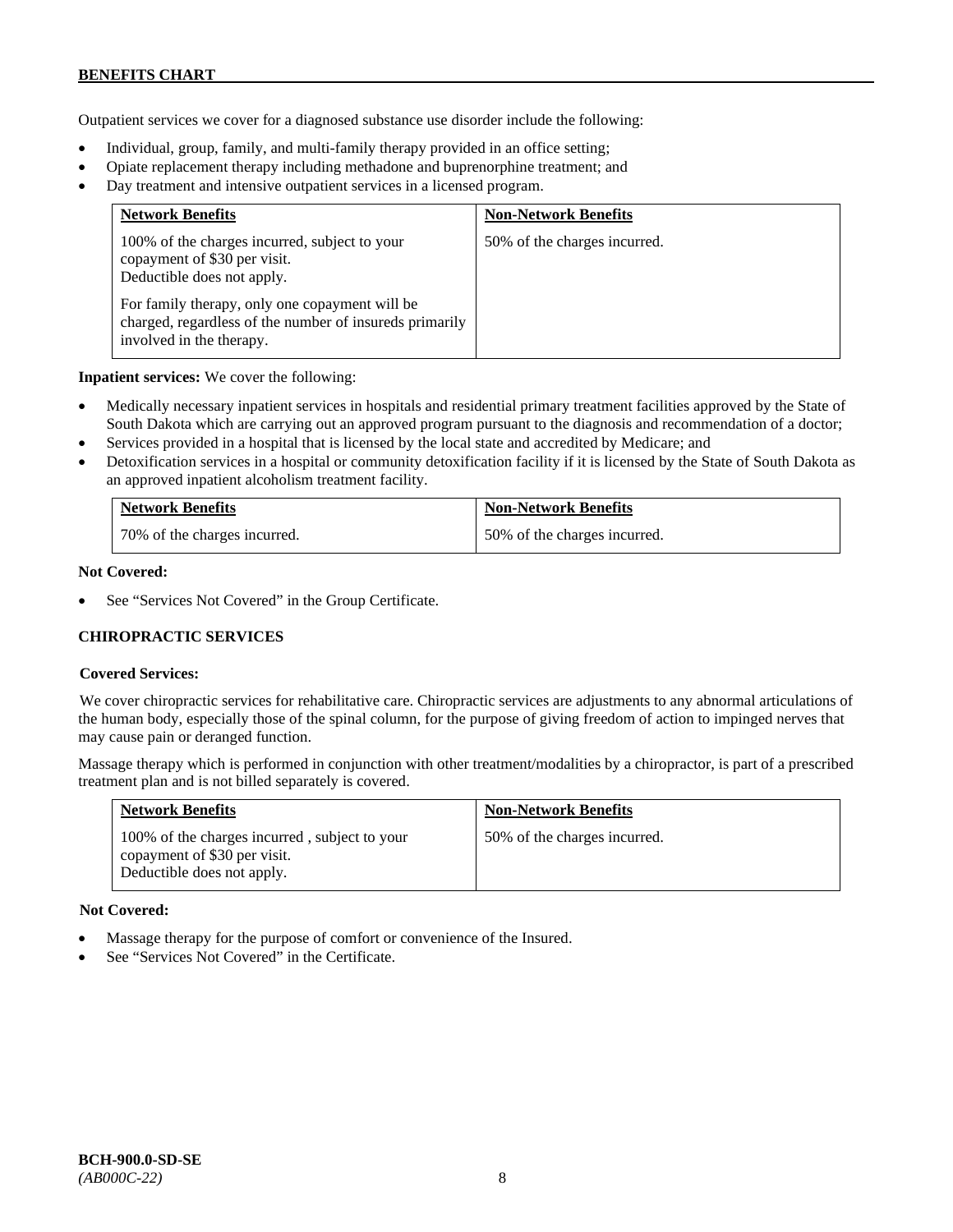Outpatient services we cover for a diagnosed substance use disorder include the following:

- Individual, group, family, and multi-family therapy provided in an office setting;
- Opiate replacement therapy including methadone and buprenorphine treatment; and
- Day treatment and intensive outpatient services in a licensed program.

| Network Benefits | Non-Network Benefits |
|---|---|
| 100% of the charges incurred, subject to your copayment of $30 per visit. Deductible does not apply.<br><br>For family therapy, only one copayment will be charged, regardless of the number of insureds primarily involved in the therapy. | 50% of the charges incurred. |

**Inpatient services:** We cover the following:

- Medically necessary inpatient services in hospitals and residential primary treatment facilities approved by the State of South Dakota which are carrying out an approved program pursuant to the diagnosis and recommendation of a doctor;
- Services provided in a hospital that is licensed by the local state and accredited by Medicare; and
- Detoxification services in a hospital or community detoxification facility if it is licensed by the State of South Dakota as an approved inpatient alcoholism treatment facility.

| Network Benefits | Non-Network Benefits |
|---|---|
| 70% of the charges incurred. | 50% of the charges incurred. |

**Not Covered:**

- See "Services Not Covered" in the Group Certificate.

### CHIROPRACTIC SERVICES

**Covered Services:**

We cover chiropractic services for rehabilitative care. Chiropractic services are adjustments to any abnormal articulations of the human body, especially those of the spinal column, for the purpose of giving freedom of action to impinged nerves that may cause pain or deranged function.

Massage therapy which is performed in conjunction with other treatment/modalities by a chiropractor, is part of a prescribed treatment plan and is not billed separately is covered.

| Network Benefits | Non-Network Benefits |
|---|---|
| 100% of the charges incurred , subject to your copayment of $30 per visit. Deductible does not apply. | 50% of the charges incurred. |

**Not Covered:**

- Massage therapy for the purpose of comfort or convenience of the Insured.
- See "Services Not Covered" in the Certificate.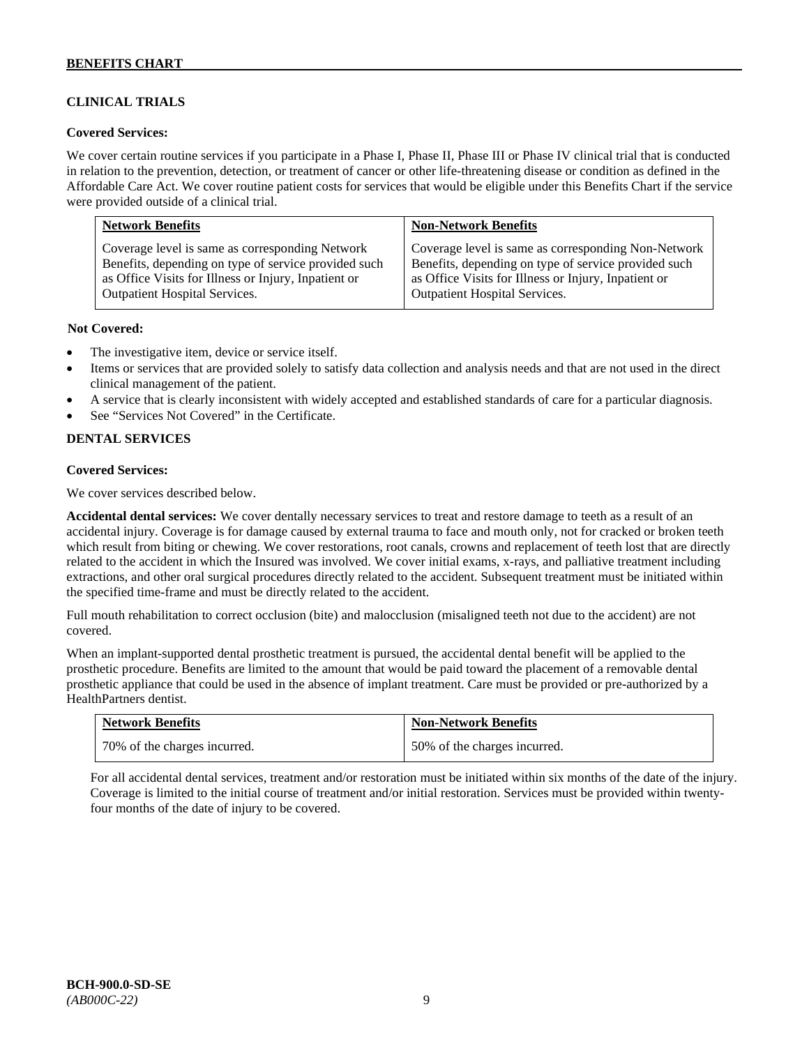## CLINICAL TRIALS

**Covered Services:**

We cover certain routine services if you participate in a Phase I, Phase II, Phase III or Phase IV clinical trial that is conducted in relation to the prevention, detection, or treatment of cancer or other life-threatening disease or condition as defined in the Affordable Care Act. We cover routine patient costs for services that would be eligible under this Benefits Chart if the service were provided outside of a clinical trial.

| Network Benefits | Non-Network Benefits |
|---|---|
| Coverage level is same as corresponding Network Benefits, depending on type of service provided such as Office Visits for Illness or Injury, Inpatient or Outpatient Hospital Services. | Coverage level is same as corresponding Non-Network Benefits, depending on type of service provided such as Office Visits for Illness or Injury, Inpatient or Outpatient Hospital Services. |

**Not Covered:**

- The investigative item, device or service itself.
- Items or services that are provided solely to satisfy data collection and analysis needs and that are not used in the direct clinical management of the patient.
- A service that is clearly inconsistent with widely accepted and established standards of care for a particular diagnosis.
- See "Services Not Covered" in the Certificate.

## DENTAL SERVICES

**Covered Services:**

We cover services described below.

**Accidental dental services:** We cover dentally necessary services to treat and restore damage to teeth as a result of an accidental injury. Coverage is for damage caused by external trauma to face and mouth only, not for cracked or broken teeth which result from biting or chewing. We cover restorations, root canals, crowns and replacement of teeth lost that are directly related to the accident in which the Insured was involved. We cover initial exams, x-rays, and palliative treatment including extractions, and other oral surgical procedures directly related to the accident. Subsequent treatment must be initiated within the specified time-frame and must be directly related to the accident.

Full mouth rehabilitation to correct occlusion (bite) and malocclusion (misaligned teeth not due to the accident) are not covered.

When an implant-supported dental prosthetic treatment is pursued, the accidental dental benefit will be applied to the prosthetic procedure. Benefits are limited to the amount that would be paid toward the placement of a removable dental prosthetic appliance that could be used in the absence of implant treatment. Care must be provided or pre-authorized by a HealthPartners dentist.

| Network Benefits | Non-Network Benefits |
|---|---|
| 70% of the charges incurred. | 50% of the charges incurred. |

For all accidental dental services, treatment and/or restoration must be initiated within six months of the date of the injury. Coverage is limited to the initial course of treatment and/or initial restoration. Services must be provided within twenty-four months of the date of injury to be covered.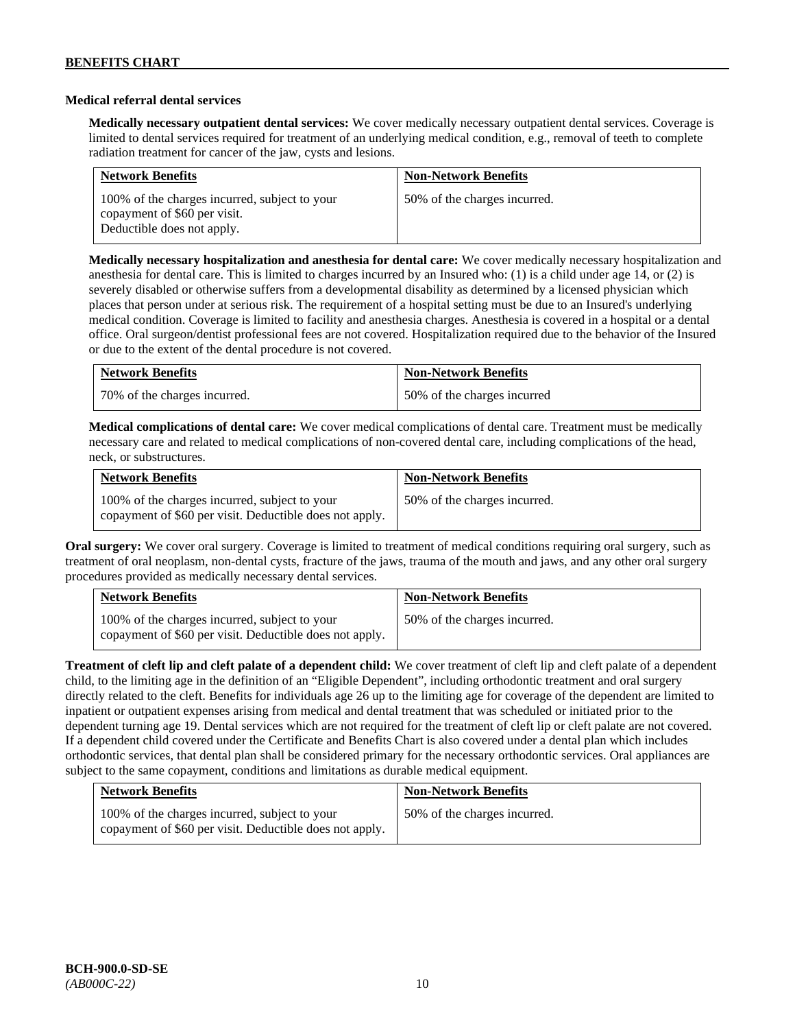### Medical referral dental services

**Medically necessary outpatient dental services:** We cover medically necessary outpatient dental services. Coverage is limited to dental services required for treatment of an underlying medical condition, e.g., removal of teeth to complete radiation treatment for cancer of the jaw, cysts and lesions.

| Network Benefits | Non-Network Benefits |
| --- | --- |
| 100% of the charges incurred, subject to your copayment of $60 per visit. Deductible does not apply. | 50% of the charges incurred. |

**Medically necessary hospitalization and anesthesia for dental care:** We cover medically necessary hospitalization and anesthesia for dental care. This is limited to charges incurred by an Insured who: (1) is a child under age 14, or (2) is severely disabled or otherwise suffers from a developmental disability as determined by a licensed physician which places that person under at serious risk. The requirement of a hospital setting must be due to an Insured's underlying medical condition. Coverage is limited to facility and anesthesia charges. Anesthesia is covered in a hospital or a dental office. Oral surgeon/dentist professional fees are not covered. Hospitalization required due to the behavior of the Insured or due to the extent of the dental procedure is not covered.

| Network Benefits | Non-Network Benefits |
| --- | --- |
| 70% of the charges incurred. | 50% of the charges incurred |

**Medical complications of dental care:** We cover medical complications of dental care. Treatment must be medically necessary care and related to medical complications of non-covered dental care, including complications of the head, neck, or substructures.

| Network Benefits | Non-Network Benefits |
| --- | --- |
| 100% of the charges incurred, subject to your copayment of $60 per visit. Deductible does not apply. | 50% of the charges incurred. |

**Oral surgery:** We cover oral surgery. Coverage is limited to treatment of medical conditions requiring oral surgery, such as treatment of oral neoplasm, non-dental cysts, fracture of the jaws, trauma of the mouth and jaws, and any other oral surgery procedures provided as medically necessary dental services.

| Network Benefits | Non-Network Benefits |
| --- | --- |
| 100% of the charges incurred, subject to your copayment of $60 per visit. Deductible does not apply. | 50% of the charges incurred. |

**Treatment of cleft lip and cleft palate of a dependent child:** We cover treatment of cleft lip and cleft palate of a dependent child, to the limiting age in the definition of an "Eligible Dependent", including orthodontic treatment and oral surgery directly related to the cleft. Benefits for individuals age 26 up to the limiting age for coverage of the dependent are limited to inpatient or outpatient expenses arising from medical and dental treatment that was scheduled or initiated prior to the dependent turning age 19. Dental services which are not required for the treatment of cleft lip or cleft palate are not covered. If a dependent child covered under the Certificate and Benefits Chart is also covered under a dental plan which includes orthodontic services, that dental plan shall be considered primary for the necessary orthodontic services. Oral appliances are subject to the same copayment, conditions and limitations as durable medical equipment.

| Network Benefits | Non-Network Benefits |
| --- | --- |
| 100% of the charges incurred, subject to your copayment of $60 per visit. Deductible does not apply. | 50% of the charges incurred. |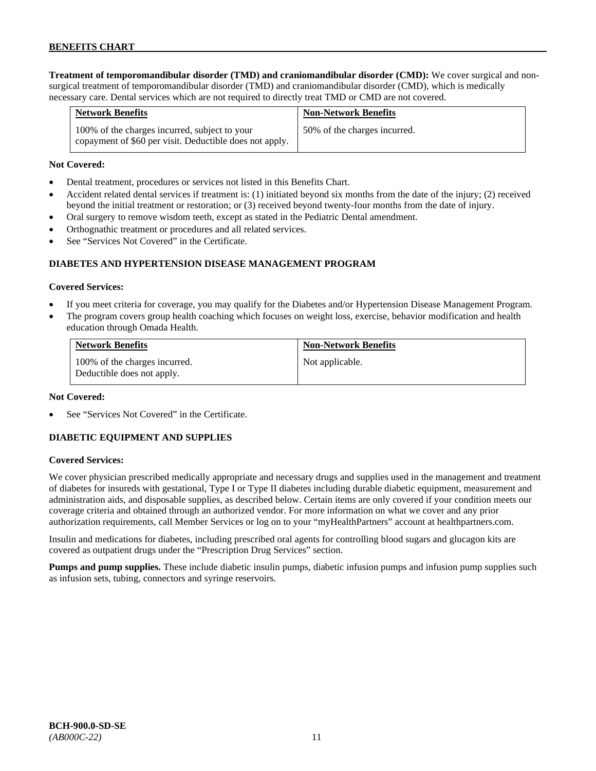**Treatment of temporomandibular disorder (TMD) and craniomandibular disorder (CMD):** We cover surgical and non-surgical treatment of temporomandibular disorder (TMD) and craniomandibular disorder (CMD), which is medically necessary care. Dental services which are not required to directly treat TMD or CMD are not covered.

| Network Benefits | Non-Network Benefits |
|---|---|
| 100% of the charges incurred, subject to your copayment of $60 per visit. Deductible does not apply. | 50% of the charges incurred. |

**Not Covered:**

- Dental treatment, procedures or services not listed in this Benefits Chart.
- Accident related dental services if treatment is: (1) initiated beyond six months from the date of the injury; (2) received beyond the initial treatment or restoration; or (3) received beyond twenty-four months from the date of injury.
- Oral surgery to remove wisdom teeth, except as stated in the Pediatric Dental amendment.
- Orthognathic treatment or procedures and all related services.
- See "Services Not Covered" in the Certificate.

## DIABETES AND HYPERTENSION DISEASE MANAGEMENT PROGRAM

**Covered Services:**

- If you meet criteria for coverage, you may qualify for the Diabetes and/or Hypertension Disease Management Program.
- The program covers group health coaching which focuses on weight loss, exercise, behavior modification and health education through Omada Health.

| Network Benefits | Non-Network Benefits |
|---|---|
| 100% of the charges incurred. Deductible does not apply. | Not applicable. |

**Not Covered:**

- See "Services Not Covered" in the Certificate.

## DIABETIC EQUIPMENT AND SUPPLIES

**Covered Services:**

We cover physician prescribed medically appropriate and necessary drugs and supplies used in the management and treatment of diabetes for insureds with gestational, Type I or Type II diabetes including durable diabetic equipment, measurement and administration aids, and disposable supplies, as described below. Certain items are only covered if your condition meets our coverage criteria and obtained through an authorized vendor. For more information on what we cover and any prior authorization requirements, call Member Services or log on to your "myHealthPartners" account at healthpartners.com.

Insulin and medications for diabetes, including prescribed oral agents for controlling blood sugars and glucagon kits are covered as outpatient drugs under the "Prescription Drug Services" section.

**Pumps and pump supplies.** These include diabetic insulin pumps, diabetic infusion pumps and infusion pump supplies such as infusion sets, tubing, connectors and syringe reservoirs.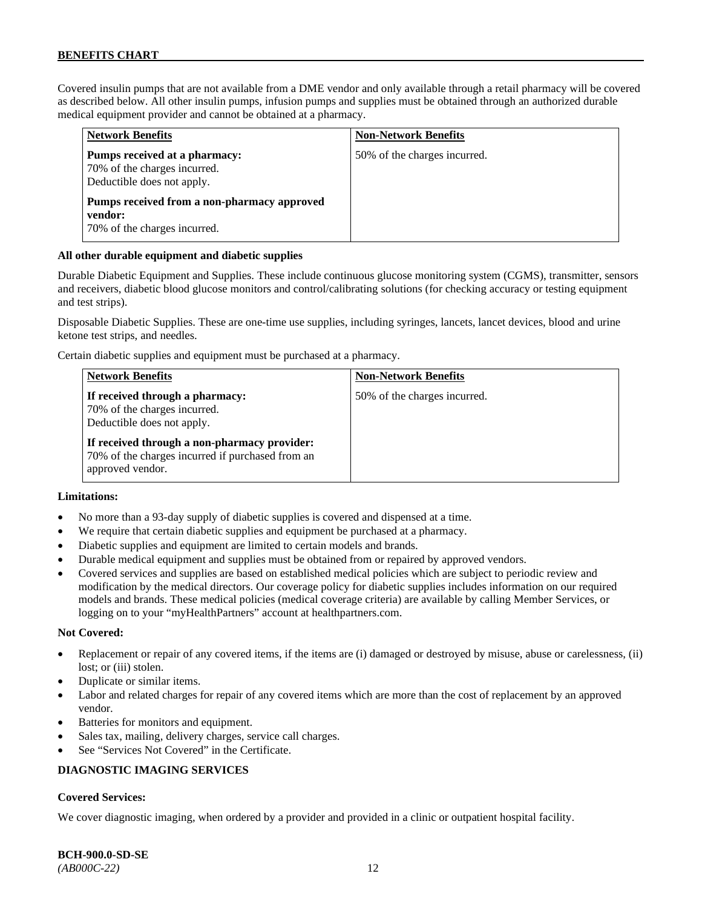Covered insulin pumps that are not available from a DME vendor and only available through a retail pharmacy will be covered as described below. All other insulin pumps, infusion pumps and supplies must be obtained through an authorized durable medical equipment provider and cannot be obtained at a pharmacy.

| Network Benefits | Non-Network Benefits |
|---|---|
| **Pumps received at a pharmacy:**<br>70% of the charges incurred.<br>Deductible does not apply.<br><br>**Pumps received from a non-pharmacy approved vendor:**<br>70% of the charges incurred. | 50% of the charges incurred. |

**All other durable equipment and diabetic supplies**

Durable Diabetic Equipment and Supplies. These include continuous glucose monitoring system (CGMS), transmitter, sensors and receivers, diabetic blood glucose monitors and control/calibrating solutions (for checking accuracy or testing equipment and test strips).

Disposable Diabetic Supplies. These are one-time use supplies, including syringes, lancets, lancet devices, blood and urine ketone test strips, and needles.

Certain diabetic supplies and equipment must be purchased at a pharmacy.

| Network Benefits | Non-Network Benefits |
|---|---|
| **If received through a pharmacy:**<br>70% of the charges incurred.<br>Deductible does not apply.<br><br>**If received through a non-pharmacy provider:**<br>70% of the charges incurred if purchased from an approved vendor. | 50% of the charges incurred. |

**Limitations:**

- No more than a 93-day supply of diabetic supplies is covered and dispensed at a time.
- We require that certain diabetic supplies and equipment be purchased at a pharmacy.
- Diabetic supplies and equipment are limited to certain models and brands.
- Durable medical equipment and supplies must be obtained from or repaired by approved vendors.
- Covered services and supplies are based on established medical policies which are subject to periodic review and modification by the medical directors. Our coverage policy for diabetic supplies includes information on our required models and brands. These medical policies (medical coverage criteria) are available by calling Member Services, or logging on to your "myHealthPartners" account at healthpartners.com.

**Not Covered:**

- Replacement or repair of any covered items, if the items are (i) damaged or destroyed by misuse, abuse or carelessness, (ii) lost; or (iii) stolen.
- Duplicate or similar items.
- Labor and related charges for repair of any covered items which are more than the cost of replacement by an approved vendor.
- Batteries for monitors and equipment.
- Sales tax, mailing, delivery charges, service call charges.
- See "Services Not Covered" in the Certificate.

## DIAGNOSTIC IMAGING SERVICES

**Covered Services:**

We cover diagnostic imaging, when ordered by a provider and provided in a clinic or outpatient hospital facility.

**BCH-900.0-SD-SE**
*(AB000C-22)*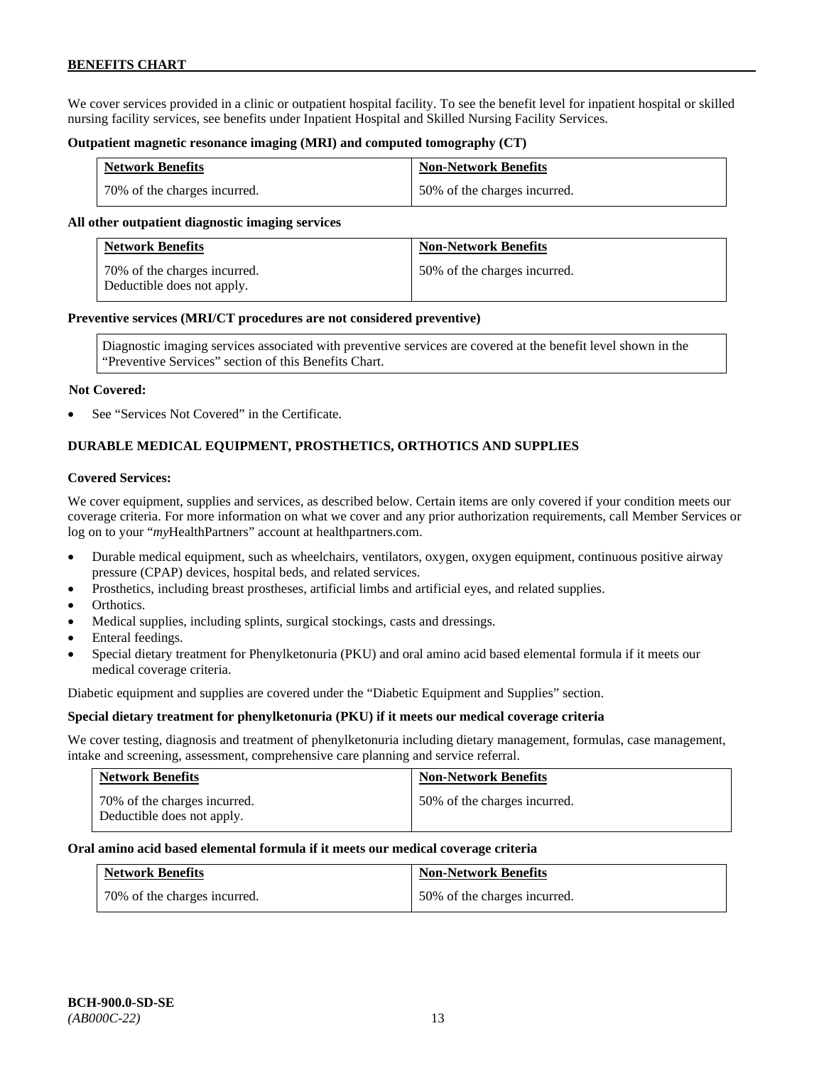We cover services provided in a clinic or outpatient hospital facility. To see the benefit level for inpatient hospital or skilled nursing facility services, see benefits under Inpatient Hospital and Skilled Nursing Facility Services.

**Outpatient magnetic resonance imaging (MRI) and computed tomography (CT)**

| Network Benefits | Non-Network Benefits |
|---|---|
| 70% of the charges incurred. | 50% of the charges incurred. |

**All other outpatient diagnostic imaging services**

| Network Benefits | Non-Network Benefits |
|---|---|
| 70% of the charges incurred. Deductible does not apply. | 50% of the charges incurred. |

**Preventive services (MRI/CT procedures are not considered preventive)**

| Diagnostic imaging services associated with preventive services are covered at the benefit level shown in the "Preventive Services" section of this Benefits Chart. |
|---|

**Not Covered:**

- See "Services Not Covered" in the Certificate.

## DURABLE MEDICAL EQUIPMENT, PROSTHETICS, ORTHOTICS AND SUPPLIES

**Covered Services:**

We cover equipment, supplies and services, as described below. Certain items are only covered if your condition meets our coverage criteria. For more information on what we cover and any prior authorization requirements, call Member Services or log on to your "*my*HealthPartners" account at healthpartners.com.

- Durable medical equipment, such as wheelchairs, ventilators, oxygen, oxygen equipment, continuous positive airway pressure (CPAP) devices, hospital beds, and related services.
- Prosthetics, including breast prostheses, artificial limbs and artificial eyes, and related supplies.
- Orthotics.
- Medical supplies, including splints, surgical stockings, casts and dressings.
- Enteral feedings.
- Special dietary treatment for Phenylketonuria (PKU) and oral amino acid based elemental formula if it meets our medical coverage criteria.

Diabetic equipment and supplies are covered under the "Diabetic Equipment and Supplies" section.

**Special dietary treatment for phenylketonuria (PKU) if it meets our medical coverage criteria**

We cover testing, diagnosis and treatment of phenylketonuria including dietary management, formulas, case management, intake and screening, assessment, comprehensive care planning and service referral.

| Network Benefits | Non-Network Benefits |
|---|---|
| 70% of the charges incurred. Deductible does not apply. | 50% of the charges incurred. |

**Oral amino acid based elemental formula if it meets our medical coverage criteria**

| Network Benefits | Non-Network Benefits |
|---|---|
| 70% of the charges incurred. | 50% of the charges incurred. |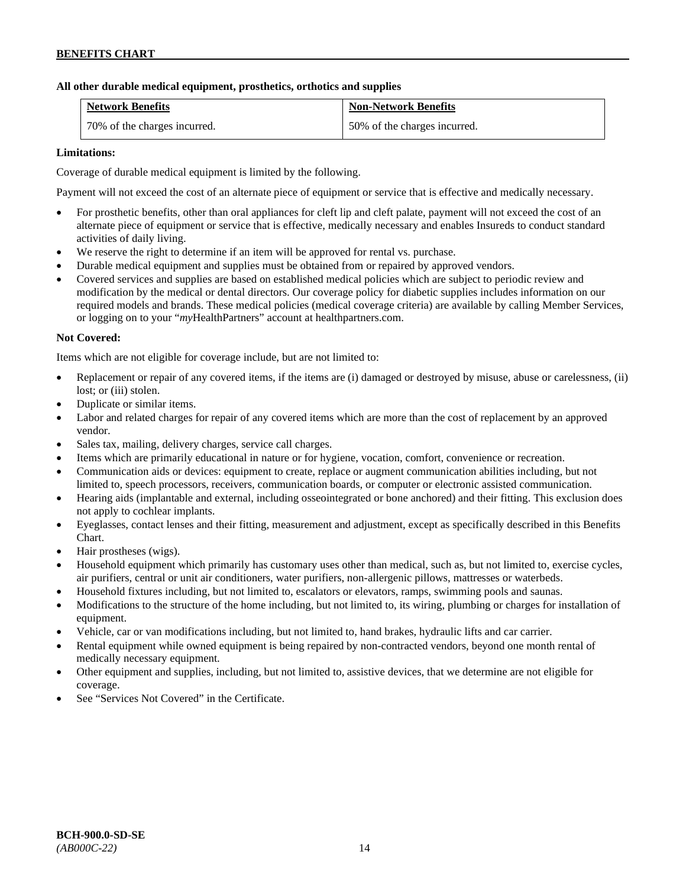**All other durable medical equipment, prosthetics, orthotics and supplies**

| Network Benefits | Non-Network Benefits |
| --- | --- |
| 70% of the charges incurred. | 50% of the charges incurred. |

**Limitations:**

Coverage of durable medical equipment is limited by the following.

Payment will not exceed the cost of an alternate piece of equipment or service that is effective and medically necessary.

- For prosthetic benefits, other than oral appliances for cleft lip and cleft palate, payment will not exceed the cost of an alternate piece of equipment or service that is effective, medically necessary and enables Insureds to conduct standard activities of daily living.
- We reserve the right to determine if an item will be approved for rental vs. purchase.
- Durable medical equipment and supplies must be obtained from or repaired by approved vendors.
- Covered services and supplies are based on established medical policies which are subject to periodic review and modification by the medical or dental directors. Our coverage policy for diabetic supplies includes information on our required models and brands. These medical policies (medical coverage criteria) are available by calling Member Services, or logging on to your "*my*HealthPartners" account at healthpartners.com.

**Not Covered:**

Items which are not eligible for coverage include, but are not limited to:

- Replacement or repair of any covered items, if the items are (i) damaged or destroyed by misuse, abuse or carelessness, (ii) lost; or (iii) stolen.
- Duplicate or similar items.
- Labor and related charges for repair of any covered items which are more than the cost of replacement by an approved vendor.
- Sales tax, mailing, delivery charges, service call charges.
- Items which are primarily educational in nature or for hygiene, vocation, comfort, convenience or recreation.
- Communication aids or devices: equipment to create, replace or augment communication abilities including, but not limited to, speech processors, receivers, communication boards, or computer or electronic assisted communication.
- Hearing aids (implantable and external, including osseointegrated or bone anchored) and their fitting. This exclusion does not apply to cochlear implants.
- Eyeglasses, contact lenses and their fitting, measurement and adjustment, except as specifically described in this Benefits Chart.
- Hair prostheses (wigs).
- Household equipment which primarily has customary uses other than medical, such as, but not limited to, exercise cycles, air purifiers, central or unit air conditioners, water purifiers, non-allergenic pillows, mattresses or waterbeds.
- Household fixtures including, but not limited to, escalators or elevators, ramps, swimming pools and saunas.
- Modifications to the structure of the home including, but not limited to, its wiring, plumbing or charges for installation of equipment.
- Vehicle, car or van modifications including, but not limited to, hand brakes, hydraulic lifts and car carrier.
- Rental equipment while owned equipment is being repaired by non-contracted vendors, beyond one month rental of medically necessary equipment.
- Other equipment and supplies, including, but not limited to, assistive devices, that we determine are not eligible for coverage.
- See "Services Not Covered" in the Certificate.

**BCH-900.0-SD-SE**
*(AB000C-22)*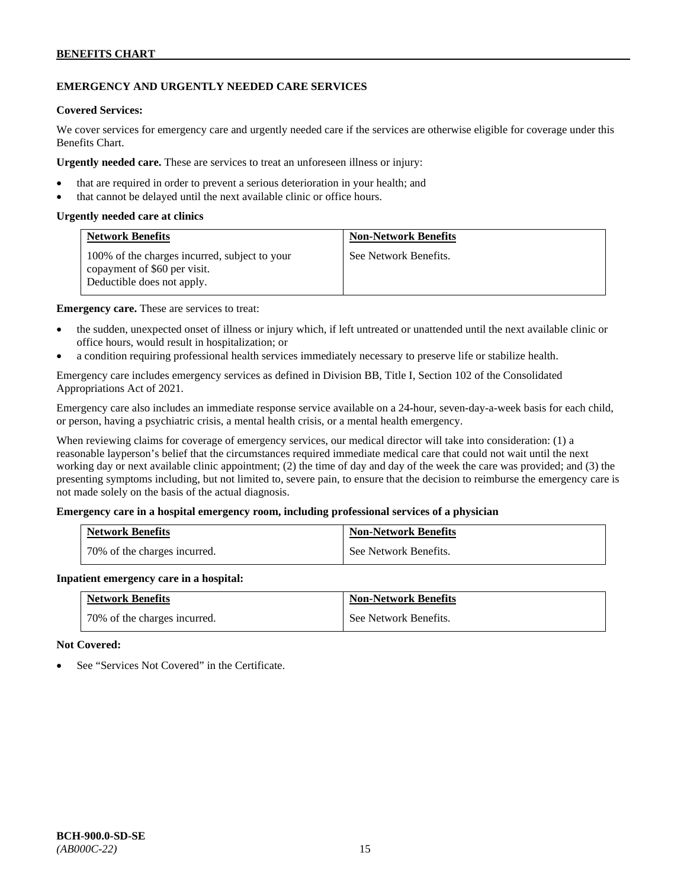## EMERGENCY AND URGENTLY NEEDED CARE SERVICES

**Covered Services:**

We cover services for emergency care and urgently needed care if the services are otherwise eligible for coverage under this Benefits Chart.

**Urgently needed care.** These are services to treat an unforeseen illness or injury:

- that are required in order to prevent a serious deterioration in your health; and
- that cannot be delayed until the next available clinic or office hours.

**Urgently needed care at clinics**

| Network Benefits | Non-Network Benefits |
|---|---|
| 100% of the charges incurred, subject to your copayment of $60 per visit. Deductible does not apply. | See Network Benefits. |

**Emergency care.** These are services to treat:

- the sudden, unexpected onset of illness or injury which, if left untreated or unattended until the next available clinic or office hours, would result in hospitalization; or
- a condition requiring professional health services immediately necessary to preserve life or stabilize health.

Emergency care includes emergency services as defined in Division BB, Title I, Section 102 of the Consolidated Appropriations Act of 2021.

Emergency care also includes an immediate response service available on a 24-hour, seven-day-a-week basis for each child, or person, having a psychiatric crisis, a mental health crisis, or a mental health emergency.

When reviewing claims for coverage of emergency services, our medical director will take into consideration: (1) a reasonable layperson's belief that the circumstances required immediate medical care that could not wait until the next working day or next available clinic appointment; (2) the time of day and day of the week the care was provided; and (3) the presenting symptoms including, but not limited to, severe pain, to ensure that the decision to reimburse the emergency care is not made solely on the basis of the actual diagnosis.

**Emergency care in a hospital emergency room, including professional services of a physician**

| Network Benefits | Non-Network Benefits |
|---|---|
| 70% of the charges incurred. | See Network Benefits. |

**Inpatient emergency care in a hospital:**

| Network Benefits | Non-Network Benefits |
|---|---|
| 70% of the charges incurred. | See Network Benefits. |

**Not Covered:**

- See "Services Not Covered" in the Certificate.

**BCH-900.0-SD-SE**
*(AB000C-22)*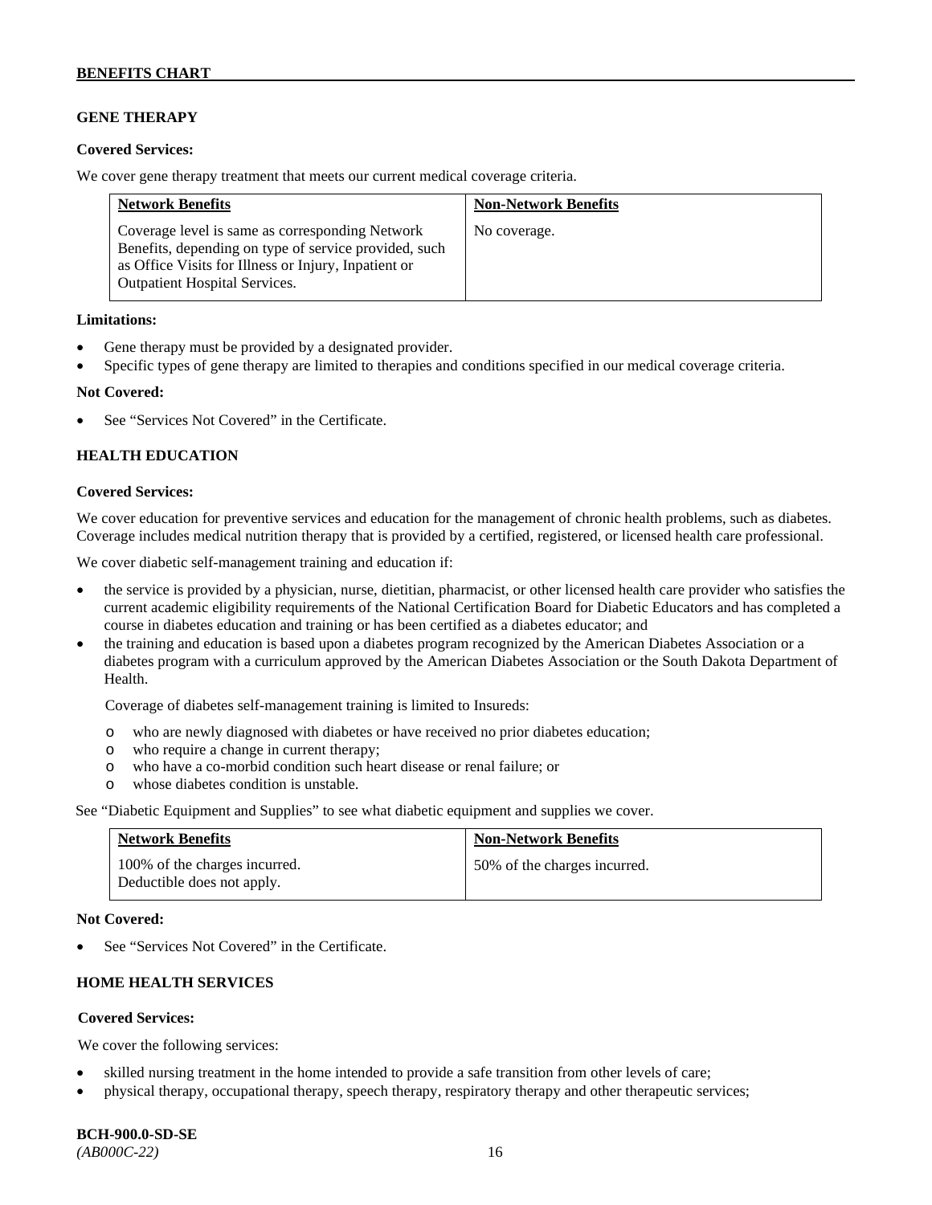## GENE THERAPY

**Covered Services:**

We cover gene therapy treatment that meets our current medical coverage criteria.

| Network Benefits | Non-Network Benefits |
| --- | --- |
| Coverage level is same as corresponding Network Benefits, depending on type of service provided, such as Office Visits for Illness or Injury, Inpatient or Outpatient Hospital Services. | No coverage. |

**Limitations:**

- Gene therapy must be provided by a designated provider.
- Specific types of gene therapy are limited to therapies and conditions specified in our medical coverage criteria.

**Not Covered:**

- See "Services Not Covered" in the Certificate.

## HEALTH EDUCATION

**Covered Services:**

We cover education for preventive services and education for the management of chronic health problems, such as diabetes. Coverage includes medical nutrition therapy that is provided by a certified, registered, or licensed health care professional.

We cover diabetic self-management training and education if:

- the service is provided by a physician, nurse, dietitian, pharmacist, or other licensed health care provider who satisfies the current academic eligibility requirements of the National Certification Board for Diabetic Educators and has completed a course in diabetes education and training or has been certified as a diabetes educator; and
- the training and education is based upon a diabetes program recognized by the American Diabetes Association or a diabetes program with a curriculum approved by the American Diabetes Association or the South Dakota Department of Health.

  Coverage of diabetes self-management training is limited to Insureds:

  - who are newly diagnosed with diabetes or have received no prior diabetes education;
  - who require a change in current therapy;
  - who have a co-morbid condition such heart disease or renal failure; or
  - whose diabetes condition is unstable.

See "Diabetic Equipment and Supplies" to see what diabetic equipment and supplies we cover.

| Network Benefits | Non-Network Benefits |
| --- | --- |
| 100% of the charges incurred. Deductible does not apply. | 50% of the charges incurred. |

**Not Covered:**

- See "Services Not Covered" in the Certificate.

## HOME HEALTH SERVICES

**Covered Services:**

We cover the following services:

- skilled nursing treatment in the home intended to provide a safe transition from other levels of care;
- physical therapy, occupational therapy, speech therapy, respiratory therapy and other therapeutic services;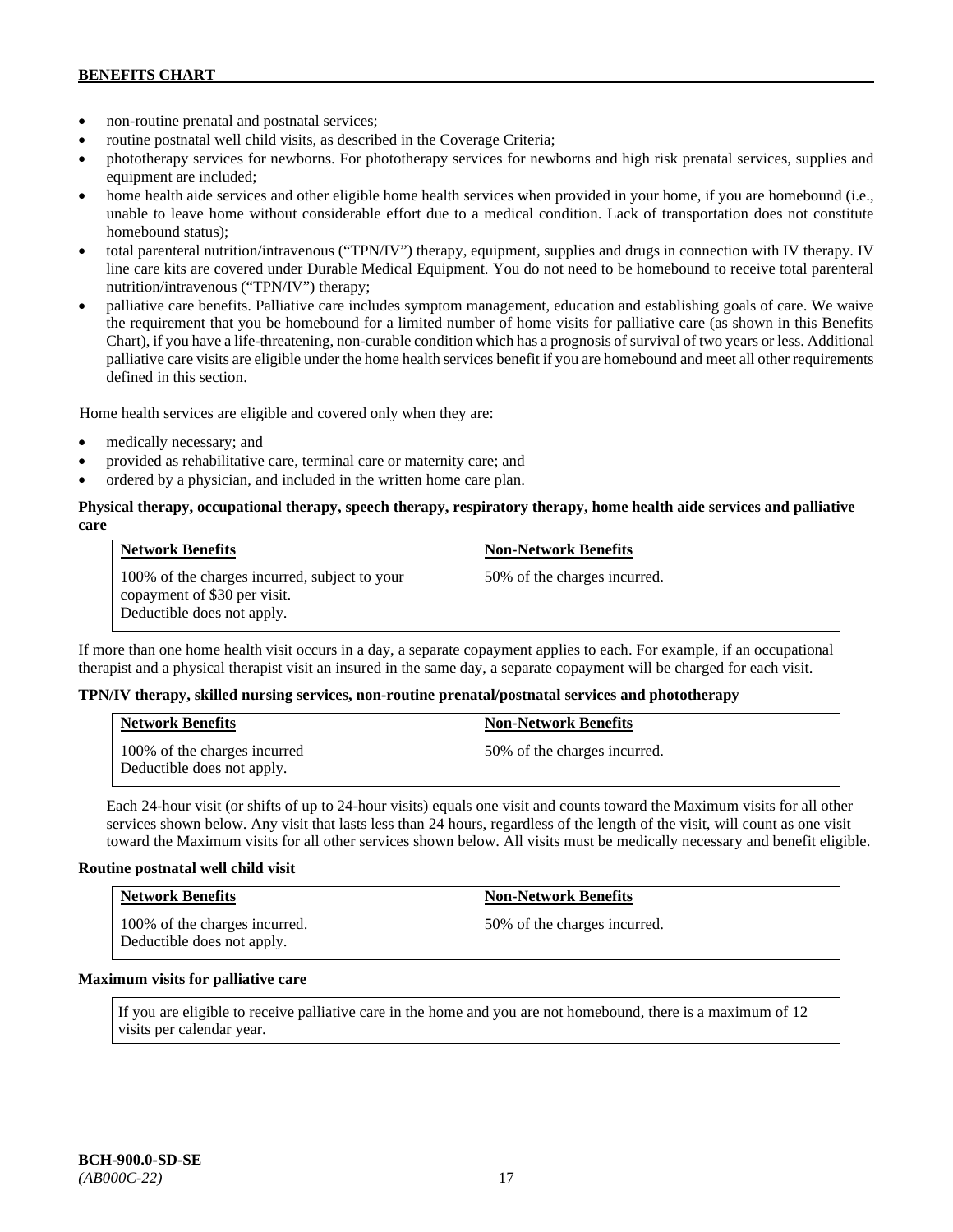- non-routine prenatal and postnatal services;
- routine postnatal well child visits, as described in the Coverage Criteria;
- phototherapy services for newborns. For phototherapy services for newborns and high risk prenatal services, supplies and equipment are included;
- home health aide services and other eligible home health services when provided in your home, if you are homebound (i.e., unable to leave home without considerable effort due to a medical condition. Lack of transportation does not constitute homebound status);
- total parenteral nutrition/intravenous ("TPN/IV") therapy, equipment, supplies and drugs in connection with IV therapy. IV line care kits are covered under Durable Medical Equipment. You do not need to be homebound to receive total parenteral nutrition/intravenous ("TPN/IV") therapy;
- palliative care benefits. Palliative care includes symptom management, education and establishing goals of care. We waive the requirement that you be homebound for a limited number of home visits for palliative care (as shown in this Benefits Chart), if you have a life-threatening, non-curable condition which has a prognosis of survival of two years or less. Additional palliative care visits are eligible under the home health services benefit if you are homebound and meet all other requirements defined in this section.

Home health services are eligible and covered only when they are:

- medically necessary; and
- provided as rehabilitative care, terminal care or maternity care; and
- ordered by a physician, and included in the written home care plan.

**Physical therapy, occupational therapy, speech therapy, respiratory therapy, home health aide services and palliative care**

| Network Benefits | Non-Network Benefits |
|---|---|
| 100% of the charges incurred, subject to your copayment of $30 per visit. Deductible does not apply. | 50% of the charges incurred. |

If more than one home health visit occurs in a day, a separate copayment applies to each. For example, if an occupational therapist and a physical therapist visit an insured in the same day, a separate copayment will be charged for each visit.

**TPN/IV therapy, skilled nursing services, non-routine prenatal/postnatal services and phototherapy**

| Network Benefits | Non-Network Benefits |
|---|---|
| 100% of the charges incurred Deductible does not apply. | 50% of the charges incurred. |

Each 24-hour visit (or shifts of up to 24-hour visits) equals one visit and counts toward the Maximum visits for all other services shown below. Any visit that lasts less than 24 hours, regardless of the length of the visit, will count as one visit toward the Maximum visits for all other services shown below. All visits must be medically necessary and benefit eligible.

**Routine postnatal well child visit**

| Network Benefits | Non-Network Benefits |
|---|---|
| 100% of the charges incurred. Deductible does not apply. | 50% of the charges incurred. |

**Maximum visits for palliative care**

If you are eligible to receive palliative care in the home and you are not homebound, there is a maximum of 12 visits per calendar year.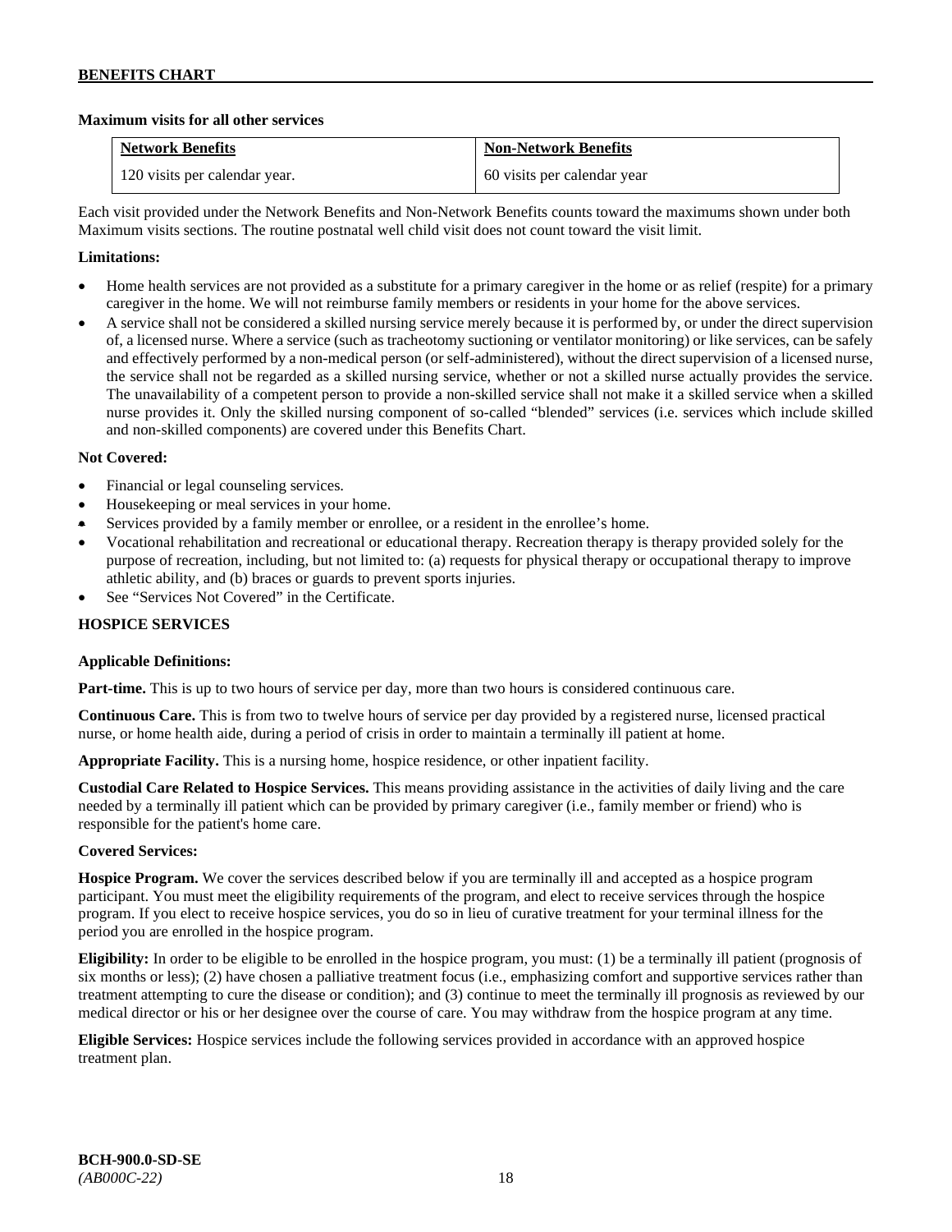**Maximum visits for all other services**

| Network Benefits | Non-Network Benefits |
| --- | --- |
| 120 visits per calendar year. | 60 visits per calendar year |

Each visit provided under the Network Benefits and Non-Network Benefits counts toward the maximums shown under both Maximum visits sections. The routine postnatal well child visit does not count toward the visit limit.

**Limitations:**

- Home health services are not provided as a substitute for a primary caregiver in the home or as relief (respite) for a primary caregiver in the home. We will not reimburse family members or residents in your home for the above services.
- A service shall not be considered a skilled nursing service merely because it is performed by, or under the direct supervision of, a licensed nurse. Where a service (such as tracheotomy suctioning or ventilator monitoring) or like services, can be safely and effectively performed by a non-medical person (or self-administered), without the direct supervision of a licensed nurse, the service shall not be regarded as a skilled nursing service, whether or not a skilled nurse actually provides the service. The unavailability of a competent person to provide a non-skilled service shall not make it a skilled service when a skilled nurse provides it. Only the skilled nursing component of so-called "blended" services (i.e. services which include skilled and non-skilled components) are covered under this Benefits Chart.

**Not Covered:**

- Financial or legal counseling services.
- Housekeeping or meal services in your home.
- Services provided by a family member or enrollee, or a resident in the enrollee's home.
- Vocational rehabilitation and recreational or educational therapy. Recreation therapy is therapy provided solely for the purpose of recreation, including, but not limited to: (a) requests for physical therapy or occupational therapy to improve athletic ability, and (b) braces or guards to prevent sports injuries.
- See "Services Not Covered" in the Certificate.

**HOSPICE SERVICES**

**Applicable Definitions:**

**Part-time.** This is up to two hours of service per day, more than two hours is considered continuous care.

**Continuous Care.** This is from two to twelve hours of service per day provided by a registered nurse, licensed practical nurse, or home health aide, during a period of crisis in order to maintain a terminally ill patient at home.

**Appropriate Facility.** This is a nursing home, hospice residence, or other inpatient facility.

**Custodial Care Related to Hospice Services.** This means providing assistance in the activities of daily living and the care needed by a terminally ill patient which can be provided by primary caregiver (i.e., family member or friend) who is responsible for the patient's home care.

**Covered Services:**

**Hospice Program.** We cover the services described below if you are terminally ill and accepted as a hospice program participant. You must meet the eligibility requirements of the program, and elect to receive services through the hospice program. If you elect to receive hospice services, you do so in lieu of curative treatment for your terminal illness for the period you are enrolled in the hospice program.

**Eligibility:** In order to be eligible to be enrolled in the hospice program, you must: (1) be a terminally ill patient (prognosis of six months or less); (2) have chosen a palliative treatment focus (i.e., emphasizing comfort and supportive services rather than treatment attempting to cure the disease or condition); and (3) continue to meet the terminally ill prognosis as reviewed by our medical director or his or her designee over the course of care. You may withdraw from the hospice program at any time.

**Eligible Services:** Hospice services include the following services provided in accordance with an approved hospice treatment plan.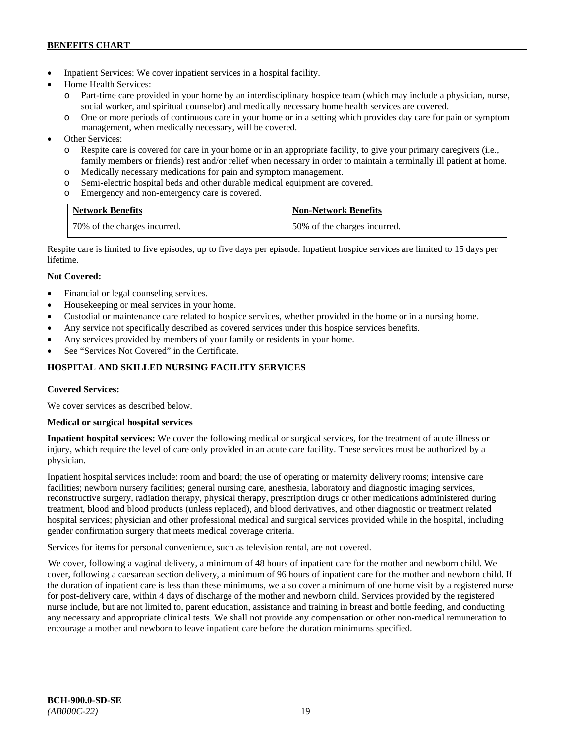- Inpatient Services: We cover inpatient services in a hospital facility.
- Home Health Services:
  - Part-time care provided in your home by an interdisciplinary hospice team (which may include a physician, nurse, social worker, and spiritual counselor) and medically necessary home health services are covered.
  - One or more periods of continuous care in your home or in a setting which provides day care for pain or symptom management, when medically necessary, will be covered.
- Other Services:
  - Respite care is covered for care in your home or in an appropriate facility, to give your primary caregivers (i.e., family members or friends) rest and/or relief when necessary in order to maintain a terminally ill patient at home.
  - Medically necessary medications for pain and symptom management.
  - Semi-electric hospital beds and other durable medical equipment are covered.
  - Emergency and non-emergency care is covered.

| Network Benefits | Non-Network Benefits |
|---|---|
| 70% of the charges incurred. | 50% of the charges incurred. |

Respite care is limited to five episodes, up to five days per episode. Inpatient hospice services are limited to 15 days per lifetime.

**Not Covered:**

- Financial or legal counseling services.
- Housekeeping or meal services in your home.
- Custodial or maintenance care related to hospice services, whether provided in the home or in a nursing home.
- Any service not specifically described as covered services under this hospice services benefits.
- Any services provided by members of your family or residents in your home.
- See "Services Not Covered" in the Certificate.

## HOSPITAL AND SKILLED NURSING FACILITY SERVICES

**Covered Services:**

We cover services as described below.

**Medical or surgical hospital services**

**Inpatient hospital services:** We cover the following medical or surgical services, for the treatment of acute illness or injury, which require the level of care only provided in an acute care facility. These services must be authorized by a physician.

Inpatient hospital services include: room and board; the use of operating or maternity delivery rooms; intensive care facilities; newborn nursery facilities; general nursing care, anesthesia, laboratory and diagnostic imaging services, reconstructive surgery, radiation therapy, physical therapy, prescription drugs or other medications administered during treatment, blood and blood products (unless replaced), and blood derivatives, and other diagnostic or treatment related hospital services; physician and other professional medical and surgical services provided while in the hospital, including gender confirmation surgery that meets medical coverage criteria.

Services for items for personal convenience, such as television rental, are not covered.

We cover, following a vaginal delivery, a minimum of 48 hours of inpatient care for the mother and newborn child. We cover, following a caesarean section delivery, a minimum of 96 hours of inpatient care for the mother and newborn child. If the duration of inpatient care is less than these minimums, we also cover a minimum of one home visit by a registered nurse for post-delivery care, within 4 days of discharge of the mother and newborn child. Services provided by the registered nurse include, but are not limited to, parent education, assistance and training in breast and bottle feeding, and conducting any necessary and appropriate clinical tests. We shall not provide any compensation or other non-medical remuneration to encourage a mother and newborn to leave inpatient care before the duration minimums specified.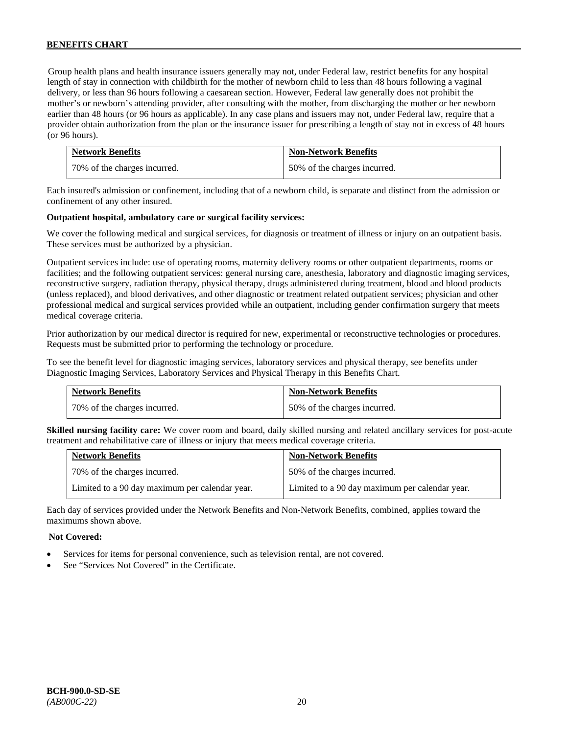Group health plans and health insurance issuers generally may not, under Federal law, restrict benefits for any hospital length of stay in connection with childbirth for the mother of newborn child to less than 48 hours following a vaginal delivery, or less than 96 hours following a caesarean section. However, Federal law generally does not prohibit the mother's or newborn's attending provider, after consulting with the mother, from discharging the mother or her newborn earlier than 48 hours (or 96 hours as applicable). In any case plans and issuers may not, under Federal law, require that a provider obtain authorization from the plan or the insurance issuer for prescribing a length of stay not in excess of 48 hours (or 96 hours).

| Network Benefits | Non-Network Benefits |
|---|---|
| 70% of the charges incurred. | 50% of the charges incurred. |

Each insured's admission or confinement, including that of a newborn child, is separate and distinct from the admission or confinement of any other insured.

**Outpatient hospital, ambulatory care or surgical facility services:**

We cover the following medical and surgical services, for diagnosis or treatment of illness or injury on an outpatient basis. These services must be authorized by a physician.

Outpatient services include: use of operating rooms, maternity delivery rooms or other outpatient departments, rooms or facilities; and the following outpatient services: general nursing care, anesthesia, laboratory and diagnostic imaging services, reconstructive surgery, radiation therapy, physical therapy, drugs administered during treatment, blood and blood products (unless replaced), and blood derivatives, and other diagnostic or treatment related outpatient services; physician and other professional medical and surgical services provided while an outpatient, including gender confirmation surgery that meets medical coverage criteria.

Prior authorization by our medical director is required for new, experimental or reconstructive technologies or procedures. Requests must be submitted prior to performing the technology or procedure.

To see the benefit level for diagnostic imaging services, laboratory services and physical therapy, see benefits under Diagnostic Imaging Services, Laboratory Services and Physical Therapy in this Benefits Chart.

| Network Benefits | Non-Network Benefits |
|---|---|
| 70% of the charges incurred. | 50% of the charges incurred. |

**Skilled nursing facility care:** We cover room and board, daily skilled nursing and related ancillary services for post-acute treatment and rehabilitative care of illness or injury that meets medical coverage criteria.

| Network Benefits | Non-Network Benefits |
|---|---|
| 70% of the charges incurred. | 50% of the charges incurred. |
| Limited to a 90 day maximum per calendar year. | Limited to a 90 day maximum per calendar year. |

Each day of services provided under the Network Benefits and Non-Network Benefits, combined, applies toward the maximums shown above.

**Not Covered:**

- Services for items for personal convenience, such as television rental, are not covered.
- See "Services Not Covered" in the Certificate.

**BCH-900.0-SD-SE**
*(AB000C-22)*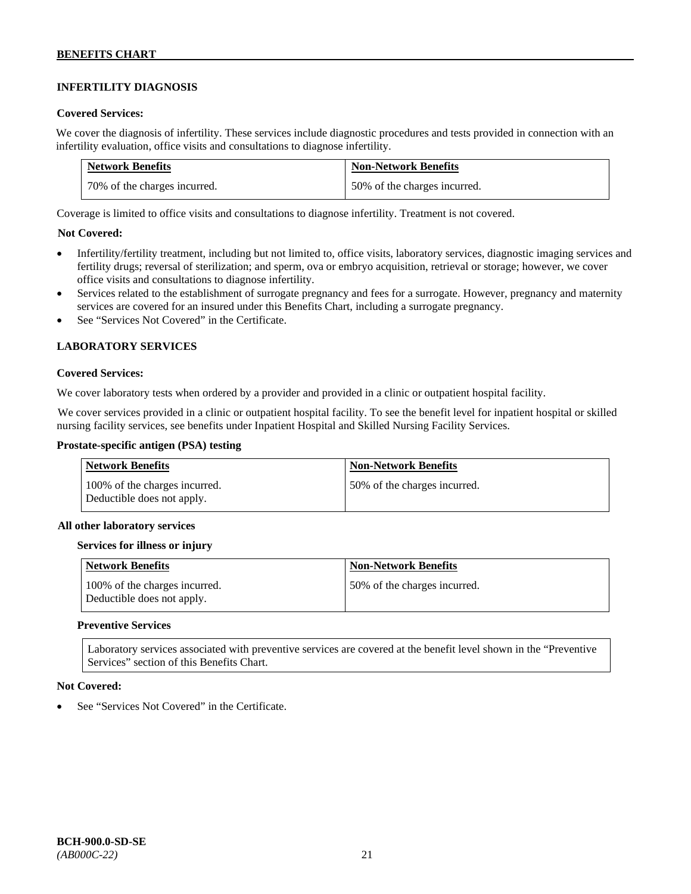## INFERTILITY DIAGNOSIS

**Covered Services:**

We cover the diagnosis of infertility. These services include diagnostic procedures and tests provided in connection with an infertility evaluation, office visits and consultations to diagnose infertility.

| Network Benefits | Non-Network Benefits |
|---|---|
| 70% of the charges incurred. | 50% of the charges incurred. |

Coverage is limited to office visits and consultations to diagnose infertility. Treatment is not covered.

**Not Covered:**

- Infertility/fertility treatment, including but not limited to, office visits, laboratory services, diagnostic imaging services and fertility drugs; reversal of sterilization; and sperm, ova or embryo acquisition, retrieval or storage; however, we cover office visits and consultations to diagnose infertility.
- Services related to the establishment of surrogate pregnancy and fees for a surrogate. However, pregnancy and maternity services are covered for an insured under this Benefits Chart, including a surrogate pregnancy.
- See "Services Not Covered" in the Certificate.

## LABORATORY SERVICES

**Covered Services:**

We cover laboratory tests when ordered by a provider and provided in a clinic or outpatient hospital facility.

We cover services provided in a clinic or outpatient hospital facility. To see the benefit level for inpatient hospital or skilled nursing facility services, see benefits under Inpatient Hospital and Skilled Nursing Facility Services.

**Prostate-specific antigen (PSA) testing**

| Network Benefits | Non-Network Benefits |
|---|---|
| 100% of the charges incurred. Deductible does not apply. | 50% of the charges incurred. |

**All other laboratory services**

**Services for illness or injury**

| Network Benefits | Non-Network Benefits |
|---|---|
| 100% of the charges incurred. Deductible does not apply. | 50% of the charges incurred. |

**Preventive Services**

Laboratory services associated with preventive services are covered at the benefit level shown in the "Preventive Services" section of this Benefits Chart.

**Not Covered:**

- See "Services Not Covered" in the Certificate.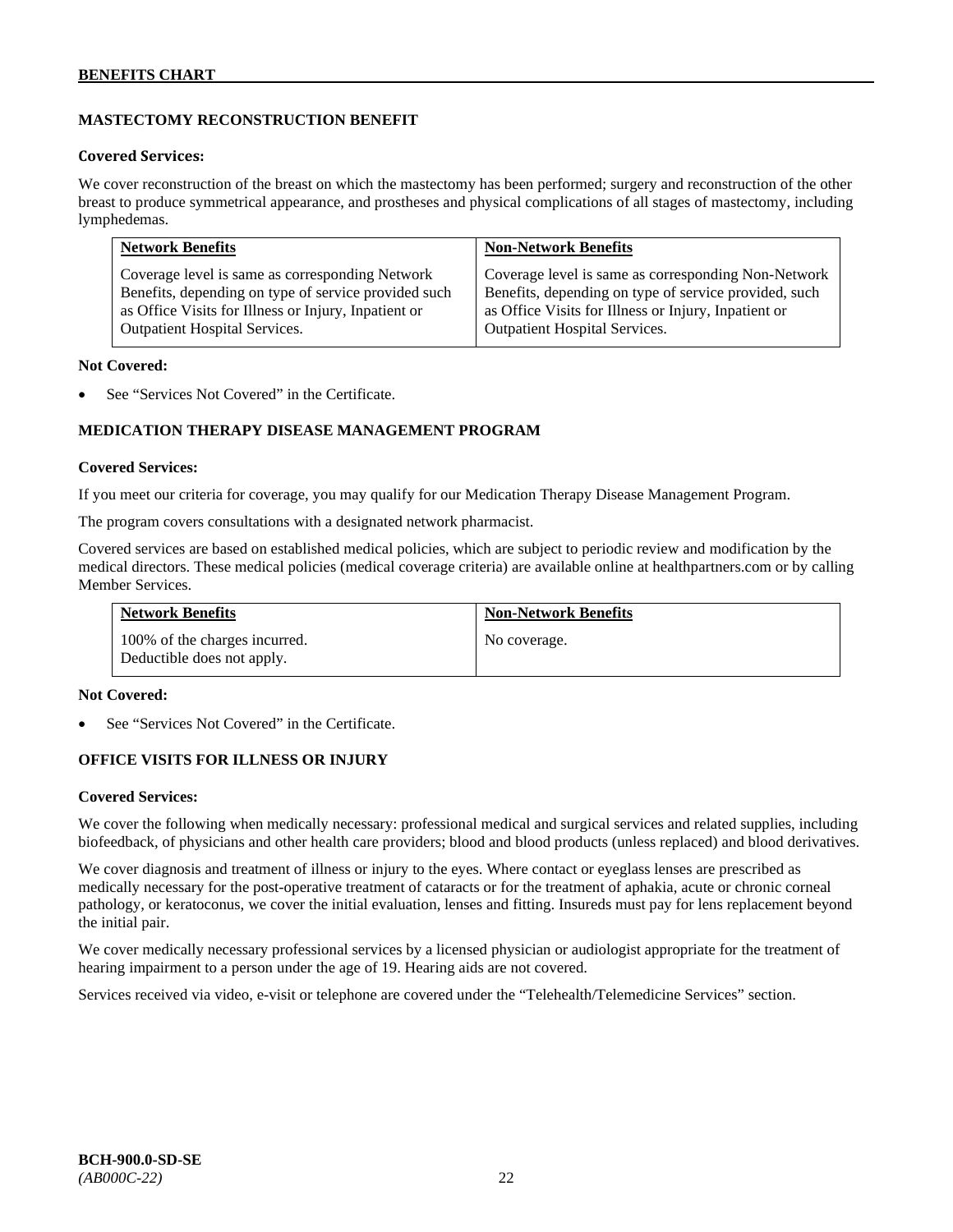## MASTECTOMY RECONSTRUCTION BENEFIT

**Covered Services:**

We cover reconstruction of the breast on which the mastectomy has been performed; surgery and reconstruction of the other breast to produce symmetrical appearance, and prostheses and physical complications of all stages of mastectomy, including lymphedemas.

| Network Benefits | Non-Network Benefits |
|---|---|
| Coverage level is same as corresponding Network Benefits, depending on type of service provided such as Office Visits for Illness or Injury, Inpatient or Outpatient Hospital Services. | Coverage level is same as corresponding Non-Network Benefits, depending on type of service provided, such as Office Visits for Illness or Injury, Inpatient or Outpatient Hospital Services. |

**Not Covered:**

- See "Services Not Covered" in the Certificate.

## MEDICATION THERAPY DISEASE MANAGEMENT PROGRAM

**Covered Services:**

If you meet our criteria for coverage, you may qualify for our Medication Therapy Disease Management Program.

The program covers consultations with a designated network pharmacist.

Covered services are based on established medical policies, which are subject to periodic review and modification by the medical directors. These medical policies (medical coverage criteria) are available online at healthpartners.com or by calling Member Services.

| Network Benefits | Non-Network Benefits |
|---|---|
| 100% of the charges incurred. Deductible does not apply. | No coverage. |

**Not Covered:**

- See "Services Not Covered" in the Certificate.

## OFFICE VISITS FOR ILLNESS OR INJURY

**Covered Services:**

We cover the following when medically necessary: professional medical and surgical services and related supplies, including biofeedback, of physicians and other health care providers; blood and blood products (unless replaced) and blood derivatives.

We cover diagnosis and treatment of illness or injury to the eyes. Where contact or eyeglass lenses are prescribed as medically necessary for the post-operative treatment of cataracts or for the treatment of aphakia, acute or chronic corneal pathology, or keratoconus, we cover the initial evaluation, lenses and fitting. Insureds must pay for lens replacement beyond the initial pair.

We cover medically necessary professional services by a licensed physician or audiologist appropriate for the treatment of hearing impairment to a person under the age of 19. Hearing aids are not covered.

Services received via video, e-visit or telephone are covered under the "Telehealth/Telemedicine Services" section.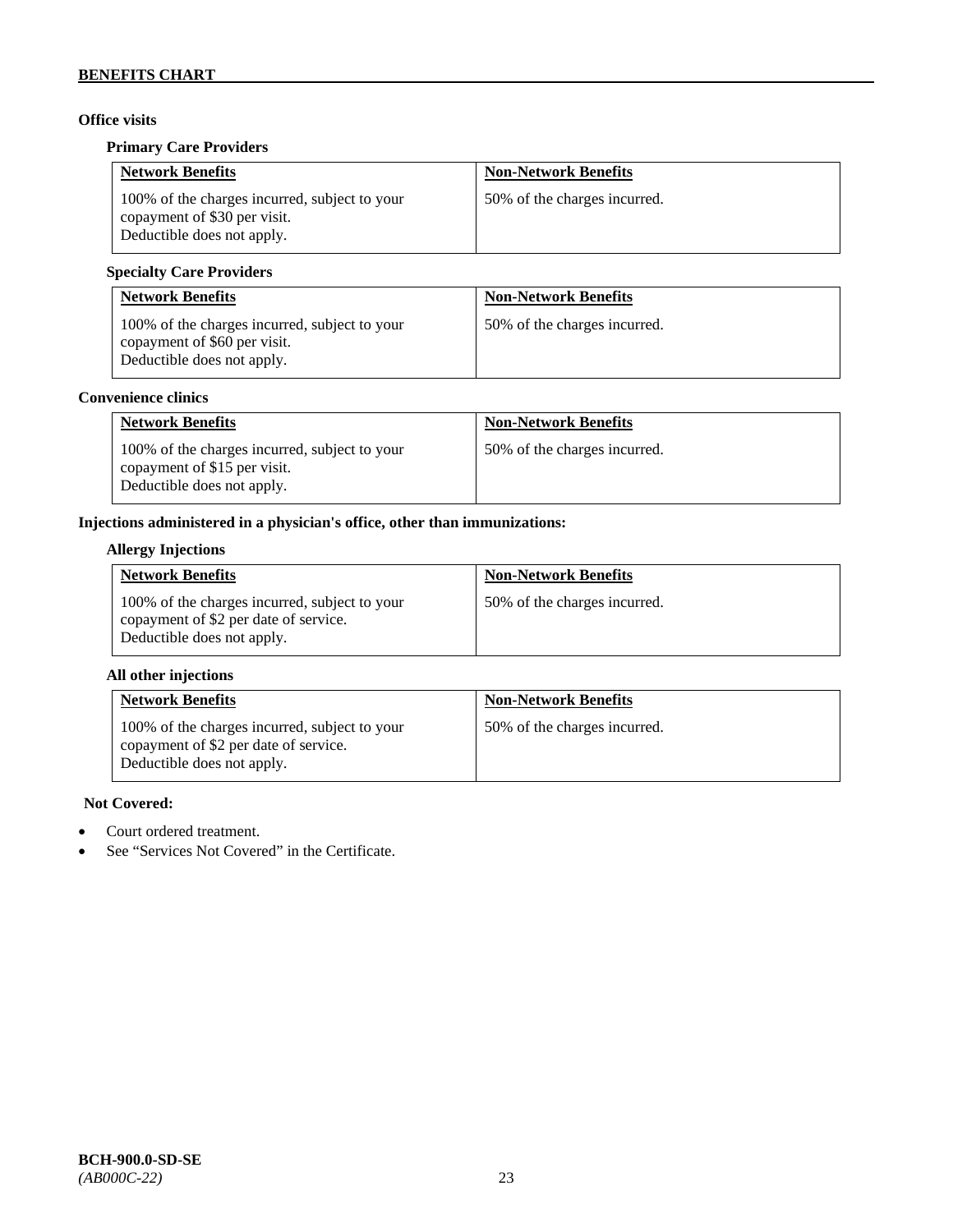**Office visits**

**Primary Care Providers**

| Network Benefits | Non-Network Benefits |
|---|---|
| 100% of the charges incurred, subject to your copayment of $30 per visit. Deductible does not apply. | 50% of the charges incurred. |

**Specialty Care Providers**

| Network Benefits | Non-Network Benefits |
|---|---|
| 100% of the charges incurred, subject to your copayment of $60 per visit. Deductible does not apply. | 50% of the charges incurred. |

**Convenience clinics**

| Network Benefits | Non-Network Benefits |
|---|---|
| 100% of the charges incurred, subject to your copayment of $15 per visit. Deductible does not apply. | 50% of the charges incurred. |

**Injections administered in a physician's office, other than immunizations:**

**Allergy Injections**

| Network Benefits | Non-Network Benefits |
|---|---|
| 100% of the charges incurred, subject to your copayment of $2 per date of service. Deductible does not apply. | 50% of the charges incurred. |

**All other injections**

| Network Benefits | Non-Network Benefits |
|---|---|
| 100% of the charges incurred, subject to your copayment of $2 per date of service. Deductible does not apply. | 50% of the charges incurred. |

**Not Covered:**

- Court ordered treatment.
- See "Services Not Covered" in the Certificate.

**BCH-900.0-SD-SE**
*(AB000C-22)*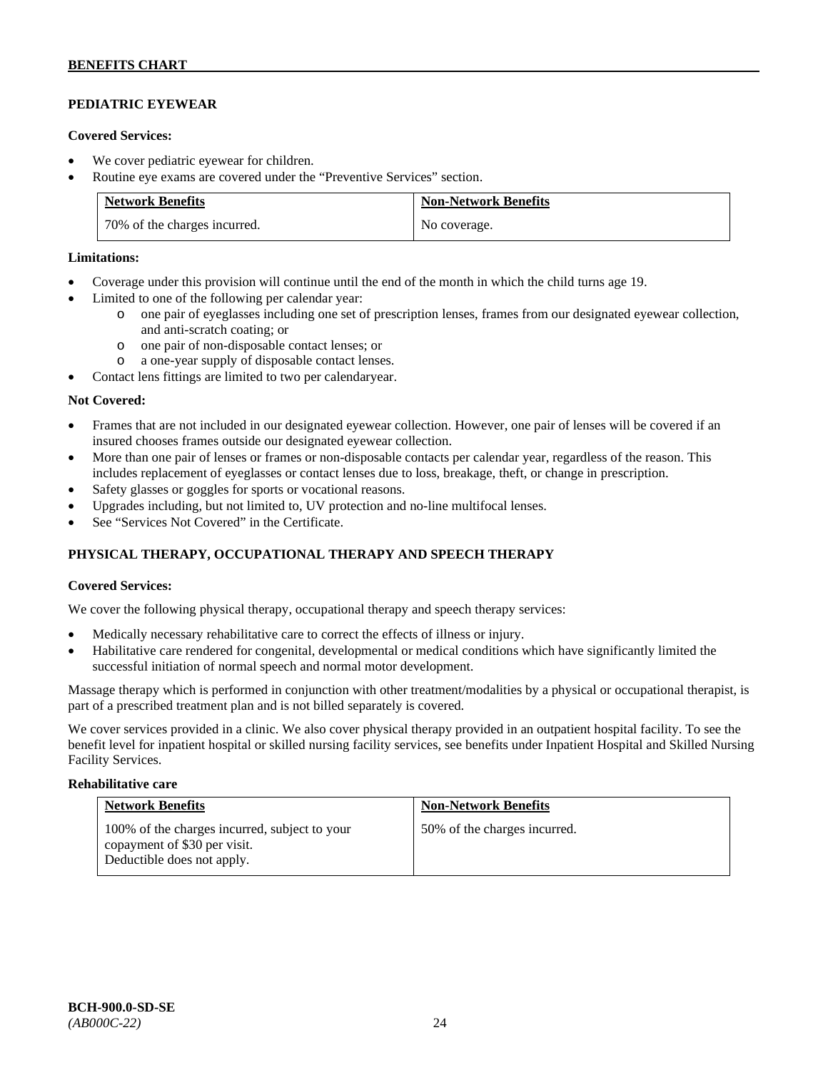## PEDIATRIC EYEWEAR

**Covered Services:**

- We cover pediatric eyewear for children.
- Routine eye exams are covered under the "Preventive Services" section.

| Network Benefits | Non-Network Benefits |
| --- | --- |
| 70% of the charges incurred. | No coverage. |

**Limitations:**

- Coverage under this provision will continue until the end of the month in which the child turns age 19.
- Limited to one of the following per calendar year:
  - o one pair of eyeglasses including one set of prescription lenses, frames from our designated eyewear collection, and anti-scratch coating; or
  - o one pair of non-disposable contact lenses; or
  - o a one-year supply of disposable contact lenses.
- Contact lens fittings are limited to two per calendaryear.

**Not Covered:**

- Frames that are not included in our designated eyewear collection. However, one pair of lenses will be covered if an insured chooses frames outside our designated eyewear collection.
- More than one pair of lenses or frames or non-disposable contacts per calendar year, regardless of the reason. This includes replacement of eyeglasses or contact lenses due to loss, breakage, theft, or change in prescription.
- Safety glasses or goggles for sports or vocational reasons.
- Upgrades including, but not limited to, UV protection and no-line multifocal lenses.
- See "Services Not Covered" in the Certificate.

## PHYSICAL THERAPY, OCCUPATIONAL THERAPY AND SPEECH THERAPY

**Covered Services:**

We cover the following physical therapy, occupational therapy and speech therapy services:

- Medically necessary rehabilitative care to correct the effects of illness or injury.
- Habilitative care rendered for congenital, developmental or medical conditions which have significantly limited the successful initiation of normal speech and normal motor development.

Massage therapy which is performed in conjunction with other treatment/modalities by a physical or occupational therapist, is part of a prescribed treatment plan and is not billed separately is covered.

We cover services provided in a clinic. We also cover physical therapy provided in an outpatient hospital facility. To see the benefit level for inpatient hospital or skilled nursing facility services, see benefits under Inpatient Hospital and Skilled Nursing Facility Services.

**Rehabilitative care**

| Network Benefits | Non-Network Benefits |
| --- | --- |
| 100% of the charges incurred, subject to your copayment of $30 per visit. Deductible does not apply. | 50% of the charges incurred. |

BCH-900.0-SD-SE
*(AB000C-22)*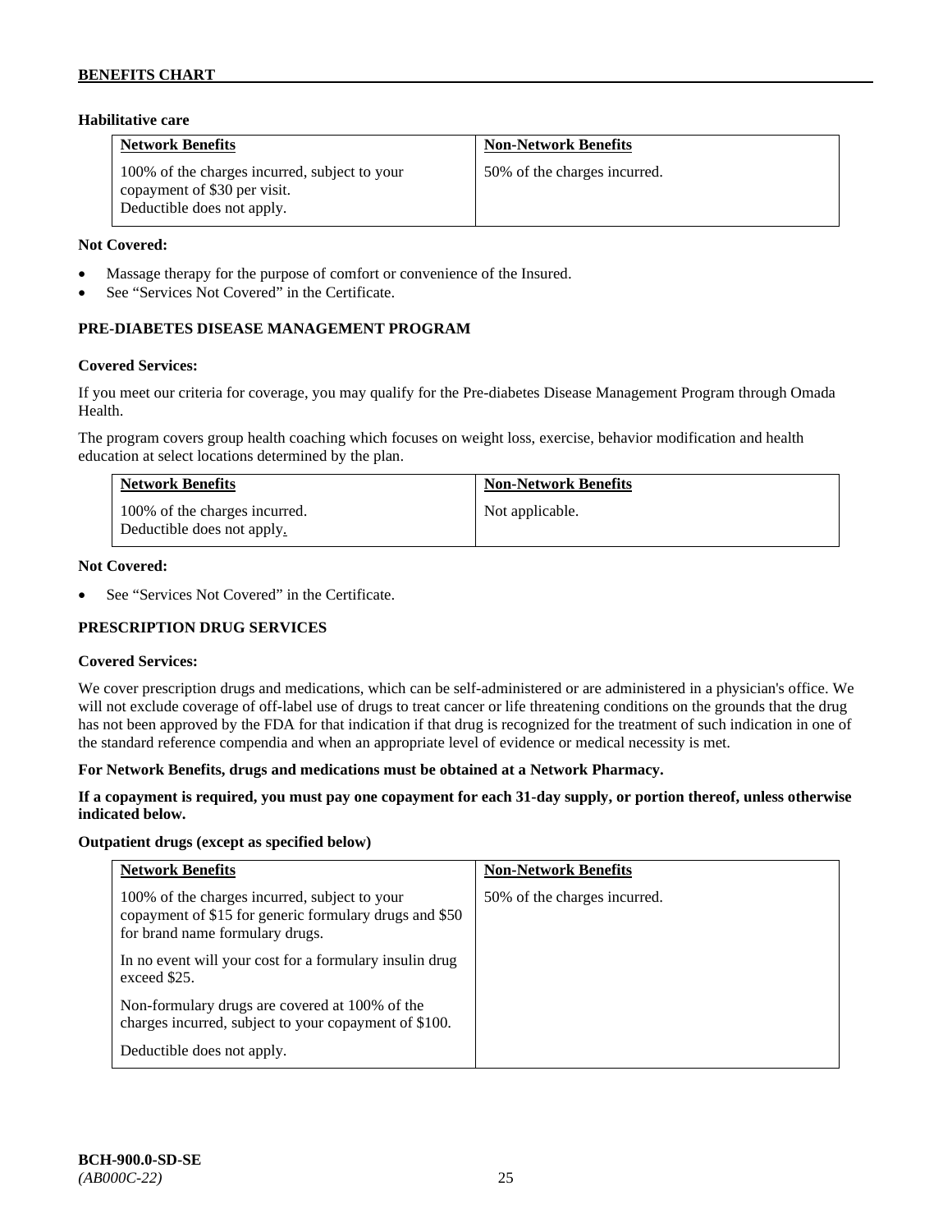### Habilitative care

| Network Benefits | Non-Network Benefits |
|---|---|
| 100% of the charges incurred, subject to your copayment of $30 per visit. Deductible does not apply. | 50% of the charges incurred. |

**Not Covered:**

- Massage therapy for the purpose of comfort or convenience of the Insured.
- See "Services Not Covered" in the Certificate.

## PRE-DIABETES DISEASE MANAGEMENT PROGRAM

**Covered Services:**

If you meet our criteria for coverage, you may qualify for the Pre-diabetes Disease Management Program through Omada Health.

The program covers group health coaching which focuses on weight loss, exercise, behavior modification and health education at select locations determined by the plan.

| Network Benefits | Non-Network Benefits |
|---|---|
| 100% of the charges incurred. Deductible does not apply. | Not applicable. |

**Not Covered:**

- See "Services Not Covered" in the Certificate.

## PRESCRIPTION DRUG SERVICES

**Covered Services:**

We cover prescription drugs and medications, which can be self-administered or are administered in a physician's office. We will not exclude coverage of off-label use of drugs to treat cancer or life threatening conditions on the grounds that the drug has not been approved by the FDA for that indication if that drug is recognized for the treatment of such indication in one of the standard reference compendia and when an appropriate level of evidence or medical necessity is met.

**For Network Benefits, drugs and medications must be obtained at a Network Pharmacy.**

**If a copayment is required, you must pay one copayment for each 31-day supply, or portion thereof, unless otherwise indicated below.**

**Outpatient drugs (except as specified below)**

| Network Benefits | Non-Network Benefits |
|---|---|
| 100% of the charges incurred, subject to your copayment of $15 for generic formulary drugs and $50 for brand name formulary drugs.<br><br>In no event will your cost for a formulary insulin drug exceed $25.<br><br>Non-formulary drugs are covered at 100% of the charges incurred, subject to your copayment of $100.<br><br>Deductible does not apply. | 50% of the charges incurred. |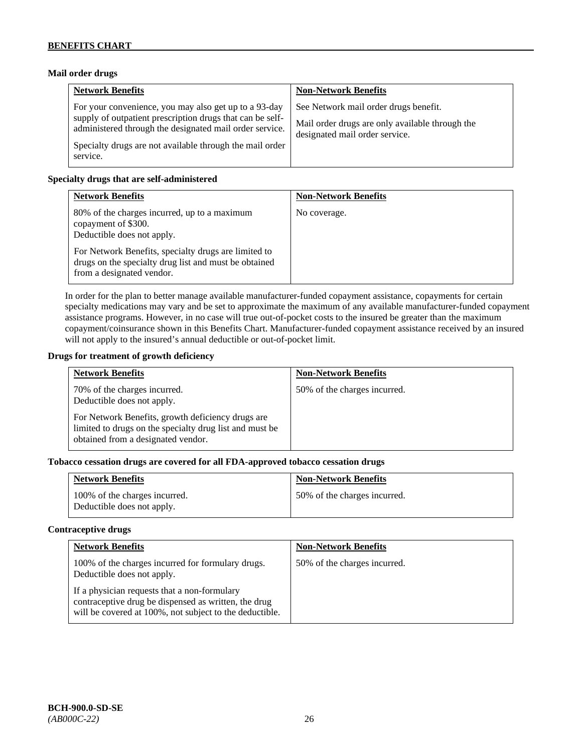### Mail order drugs

| Network Benefits | Non-Network Benefits |
|---|---|
| For your convenience, you may also get up to a 93-day supply of outpatient prescription drugs that can be self-administered through the designated mail order service.<br><br>Specialty drugs are not available through the mail order service. | See Network mail order drugs benefit.<br><br>Mail order drugs are only available through the designated mail order service. |

### Specialty drugs that are self-administered

| Network Benefits | Non-Network Benefits |
|---|---|
| 80% of the charges incurred, up to a maximum copayment of $300.<br>Deductible does not apply.<br><br>For Network Benefits, specialty drugs are limited to drugs on the specialty drug list and must be obtained from a designated vendor. | No coverage. |

In order for the plan to better manage available manufacturer-funded copayment assistance, copayments for certain specialty medications may vary and be set to approximate the maximum of any available manufacturer-funded copayment assistance programs. However, in no case will true out-of-pocket costs to the insured be greater than the maximum copayment/coinsurance shown in this Benefits Chart. Manufacturer-funded copayment assistance received by an insured will not apply to the insured's annual deductible or out-of-pocket limit.

### Drugs for treatment of growth deficiency

| Network Benefits | Non-Network Benefits |
|---|---|
| 70% of the charges incurred.<br>Deductible does not apply.<br><br>For Network Benefits, growth deficiency drugs are limited to drugs on the specialty drug list and must be obtained from a designated vendor. | 50% of the charges incurred. |

### Tobacco cessation drugs are covered for all FDA-approved tobacco cessation drugs

| Network Benefits | Non-Network Benefits |
|---|---|
| 100% of the charges incurred.<br>Deductible does not apply. | 50% of the charges incurred. |

### Contraceptive drugs

| Network Benefits | Non-Network Benefits |
|---|---|
| 100% of the charges incurred for formulary drugs.<br>Deductible does not apply.<br><br>If a physician requests that a non-formulary contraceptive drug be dispensed as written, the drug will be covered at 100%, not subject to the deductible. | 50% of the charges incurred. |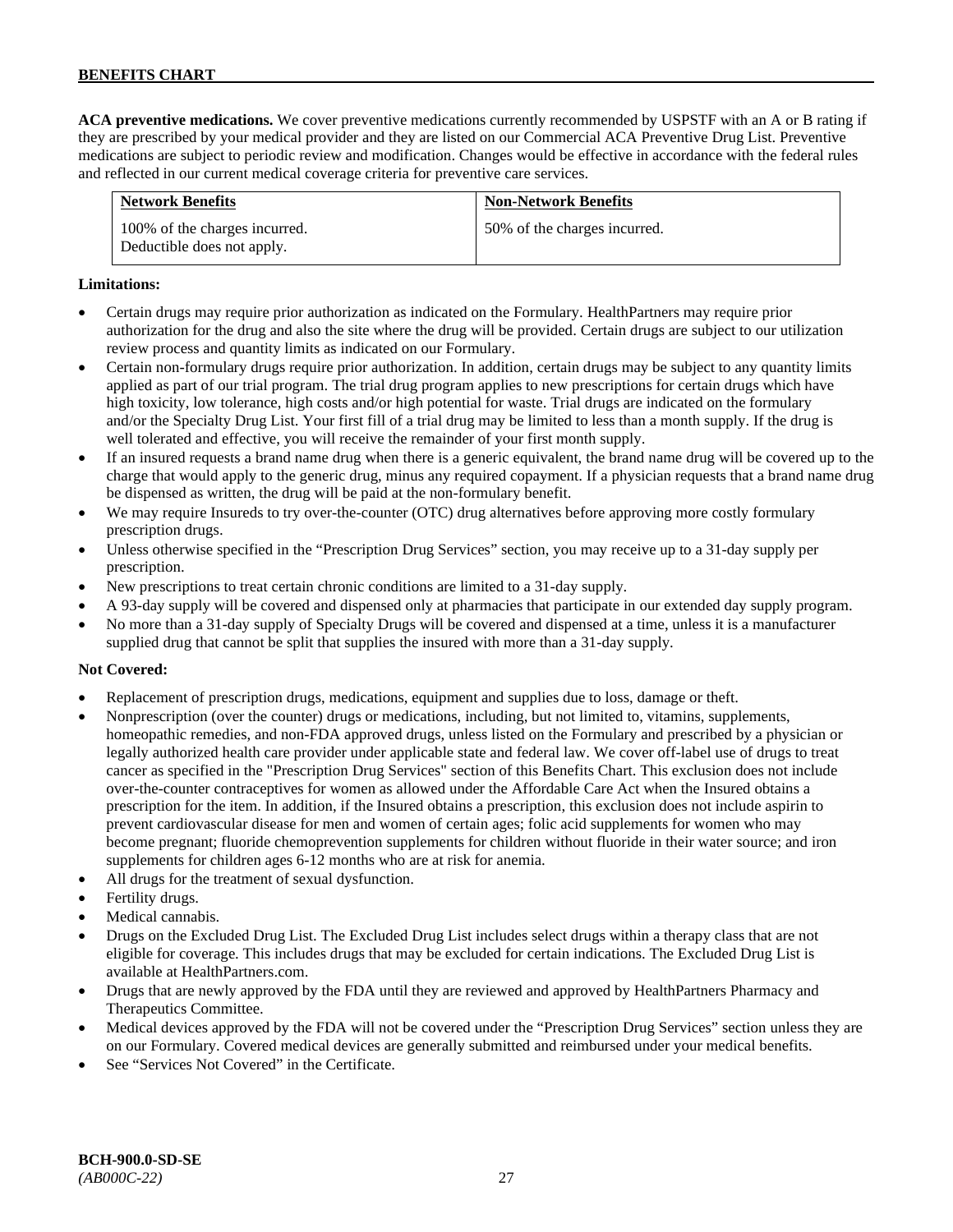**ACA preventive medications.** We cover preventive medications currently recommended by USPSTF with an A or B rating if they are prescribed by your medical provider and they are listed on our Commercial ACA Preventive Drug List. Preventive medications are subject to periodic review and modification. Changes would be effective in accordance with the federal rules and reflected in our current medical coverage criteria for preventive care services.

| Network Benefits | Non-Network Benefits |
|---|---|
| 100% of the charges incurred. Deductible does not apply. | 50% of the charges incurred. |

**Limitations:**

- Certain drugs may require prior authorization as indicated on the Formulary. HealthPartners may require prior authorization for the drug and also the site where the drug will be provided. Certain drugs are subject to our utilization review process and quantity limits as indicated on our Formulary.
- Certain non-formulary drugs require prior authorization. In addition, certain drugs may be subject to any quantity limits applied as part of our trial program. The trial drug program applies to new prescriptions for certain drugs which have high toxicity, low tolerance, high costs and/or high potential for waste. Trial drugs are indicated on the formulary and/or the Specialty Drug List. Your first fill of a trial drug may be limited to less than a month supply. If the drug is well tolerated and effective, you will receive the remainder of your first month supply.
- If an insured requests a brand name drug when there is a generic equivalent, the brand name drug will be covered up to the charge that would apply to the generic drug, minus any required copayment. If a physician requests that a brand name drug be dispensed as written, the drug will be paid at the non-formulary benefit.
- We may require Insureds to try over-the-counter (OTC) drug alternatives before approving more costly formulary prescription drugs.
- Unless otherwise specified in the "Prescription Drug Services" section, you may receive up to a 31-day supply per prescription.
- New prescriptions to treat certain chronic conditions are limited to a 31-day supply.
- A 93-day supply will be covered and dispensed only at pharmacies that participate in our extended day supply program.
- No more than a 31-day supply of Specialty Drugs will be covered and dispensed at a time, unless it is a manufacturer supplied drug that cannot be split that supplies the insured with more than a 31-day supply.

**Not Covered:**

- Replacement of prescription drugs, medications, equipment and supplies due to loss, damage or theft.
- Nonprescription (over the counter) drugs or medications, including, but not limited to, vitamins, supplements, homeopathic remedies, and non-FDA approved drugs, unless listed on the Formulary and prescribed by a physician or legally authorized health care provider under applicable state and federal law. We cover off-label use of drugs to treat cancer as specified in the "Prescription Drug Services" section of this Benefits Chart. This exclusion does not include over-the-counter contraceptives for women as allowed under the Affordable Care Act when the Insured obtains a prescription for the item. In addition, if the Insured obtains a prescription, this exclusion does not include aspirin to prevent cardiovascular disease for men and women of certain ages; folic acid supplements for women who may become pregnant; fluoride chemoprevention supplements for children without fluoride in their water source; and iron supplements for children ages 6-12 months who are at risk for anemia.
- All drugs for the treatment of sexual dysfunction.
- Fertility drugs.
- Medical cannabis.
- Drugs on the Excluded Drug List. The Excluded Drug List includes select drugs within a therapy class that are not eligible for coverage. This includes drugs that may be excluded for certain indications. The Excluded Drug List is available at HealthPartners.com.
- Drugs that are newly approved by the FDA until they are reviewed and approved by HealthPartners Pharmacy and Therapeutics Committee.
- Medical devices approved by the FDA will not be covered under the "Prescription Drug Services" section unless they are on our Formulary. Covered medical devices are generally submitted and reimbursed under your medical benefits.
- See "Services Not Covered" in the Certificate.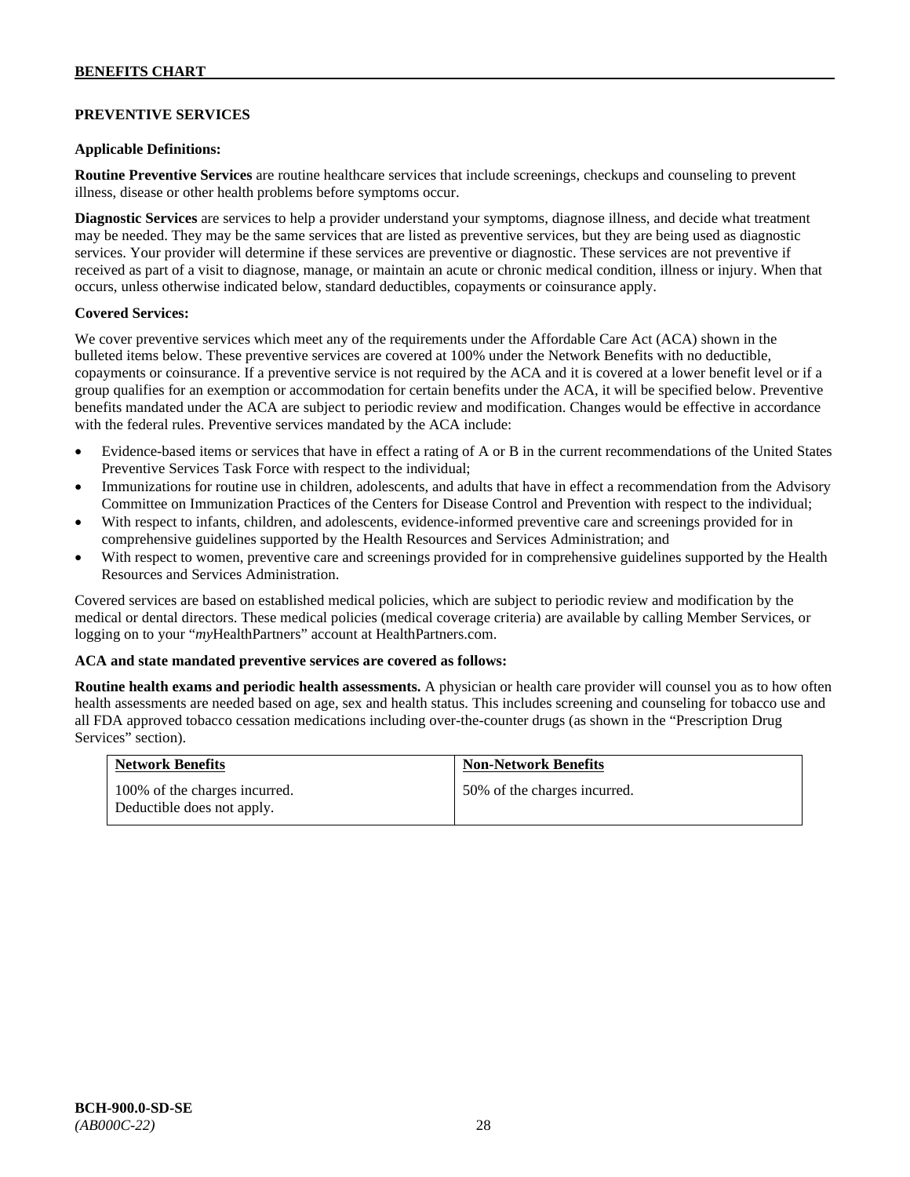### PREVENTIVE SERVICES

**Applicable Definitions:**

**Routine Preventive Services** are routine healthcare services that include screenings, checkups and counseling to prevent illness, disease or other health problems before symptoms occur.

**Diagnostic Services** are services to help a provider understand your symptoms, diagnose illness, and decide what treatment may be needed. They may be the same services that are listed as preventive services, but they are being used as diagnostic services. Your provider will determine if these services are preventive or diagnostic. These services are not preventive if received as part of a visit to diagnose, manage, or maintain an acute or chronic medical condition, illness or injury. When that occurs, unless otherwise indicated below, standard deductibles, copayments or coinsurance apply.

**Covered Services:**

We cover preventive services which meet any of the requirements under the Affordable Care Act (ACA) shown in the bulleted items below. These preventive services are covered at 100% under the Network Benefits with no deductible, copayments or coinsurance. If a preventive service is not required by the ACA and it is covered at a lower benefit level or if a group qualifies for an exemption or accommodation for certain benefits under the ACA, it will be specified below. Preventive benefits mandated under the ACA are subject to periodic review and modification. Changes would be effective in accordance with the federal rules. Preventive services mandated by the ACA include:

- Evidence-based items or services that have in effect a rating of A or B in the current recommendations of the United States Preventive Services Task Force with respect to the individual;
- Immunizations for routine use in children, adolescents, and adults that have in effect a recommendation from the Advisory Committee on Immunization Practices of the Centers for Disease Control and Prevention with respect to the individual;
- With respect to infants, children, and adolescents, evidence-informed preventive care and screenings provided for in comprehensive guidelines supported by the Health Resources and Services Administration; and
- With respect to women, preventive care and screenings provided for in comprehensive guidelines supported by the Health Resources and Services Administration.

Covered services are based on established medical policies, which are subject to periodic review and modification by the medical or dental directors. These medical policies (medical coverage criteria) are available by calling Member Services, or logging on to your "*my*HealthPartners" account at HealthPartners.com.

**ACA and state mandated preventive services are covered as follows:**

**Routine health exams and periodic health assessments.** A physician or health care provider will counsel you as to how often health assessments are needed based on age, sex and health status. This includes screening and counseling for tobacco use and all FDA approved tobacco cessation medications including over-the-counter drugs (as shown in the "Prescription Drug Services" section).

| Network Benefits | Non-Network Benefits |
|---|---|
| 100% of the charges incurred. Deductible does not apply. | 50% of the charges incurred. |

**BCH-900.0-SD-SE**
*(AB000C-22)*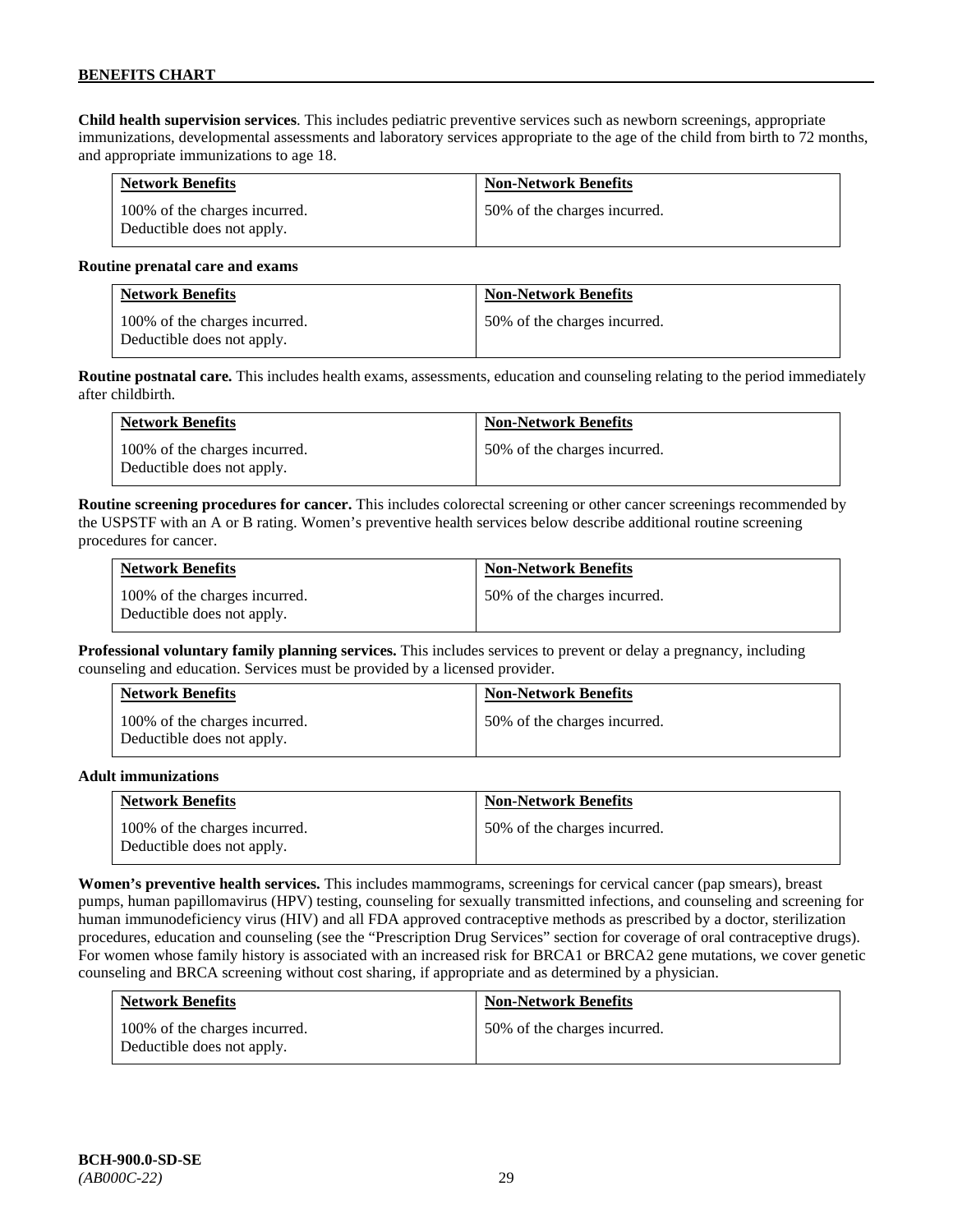**Child health supervision services**. This includes pediatric preventive services such as newborn screenings, appropriate immunizations, developmental assessments and laboratory services appropriate to the age of the child from birth to 72 months, and appropriate immunizations to age 18.

| Network Benefits | Non-Network Benefits |
|---|---|
| 100% of the charges incurred. Deductible does not apply. | 50% of the charges incurred. |

**Routine prenatal care and exams**

| Network Benefits | Non-Network Benefits |
|---|---|
| 100% of the charges incurred. Deductible does not apply. | 50% of the charges incurred. |

**Routine postnatal care.** This includes health exams, assessments, education and counseling relating to the period immediately after childbirth.

| Network Benefits | Non-Network Benefits |
|---|---|
| 100% of the charges incurred. Deductible does not apply. | 50% of the charges incurred. |

**Routine screening procedures for cancer.** This includes colorectal screening or other cancer screenings recommended by the USPSTF with an A or B rating. Women's preventive health services below describe additional routine screening procedures for cancer.

| Network Benefits | Non-Network Benefits |
|---|---|
| 100% of the charges incurred. Deductible does not apply. | 50% of the charges incurred. |

**Professional voluntary family planning services.** This includes services to prevent or delay a pregnancy, including counseling and education. Services must be provided by a licensed provider.

| Network Benefits | Non-Network Benefits |
|---|---|
| 100% of the charges incurred. Deductible does not apply. | 50% of the charges incurred. |

**Adult immunizations**

| Network Benefits | Non-Network Benefits |
|---|---|
| 100% of the charges incurred. Deductible does not apply. | 50% of the charges incurred. |

**Women's preventive health services.** This includes mammograms, screenings for cervical cancer (pap smears), breast pumps, human papillomavirus (HPV) testing, counseling for sexually transmitted infections, and counseling and screening for human immunodeficiency virus (HIV) and all FDA approved contraceptive methods as prescribed by a doctor, sterilization procedures, education and counseling (see the "Prescription Drug Services" section for coverage of oral contraceptive drugs). For women whose family history is associated with an increased risk for BRCA1 or BRCA2 gene mutations, we cover genetic counseling and BRCA screening without cost sharing, if appropriate and as determined by a physician.

| Network Benefits | Non-Network Benefits |
|---|---|
| 100% of the charges incurred. Deductible does not apply. | 50% of the charges incurred. |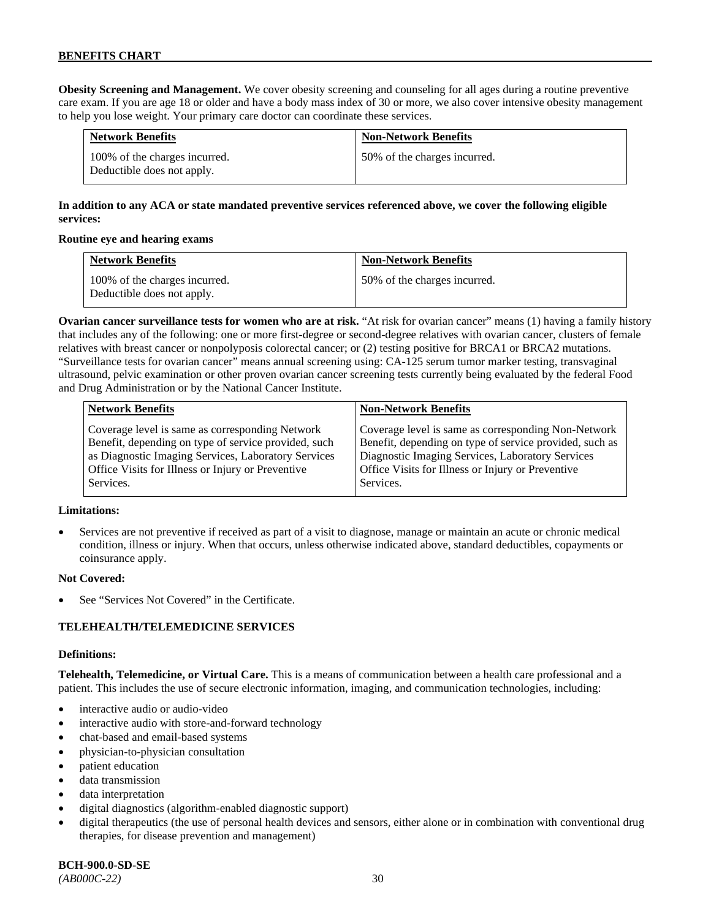**Obesity Screening and Management.** We cover obesity screening and counseling for all ages during a routine preventive care exam. If you are age 18 or older and have a body mass index of 30 or more, we also cover intensive obesity management to help you lose weight. Your primary care doctor can coordinate these services.

| Network Benefits | Non-Network Benefits |
| --- | --- |
| 100% of the charges incurred. Deductible does not apply. | 50% of the charges incurred. |

**In addition to any ACA or state mandated preventive services referenced above, we cover the following eligible services:**

**Routine eye and hearing exams**

| Network Benefits | Non-Network Benefits |
| --- | --- |
| 100% of the charges incurred. Deductible does not apply. | 50% of the charges incurred. |

**Ovarian cancer surveillance tests for women who are at risk.** "At risk for ovarian cancer" means (1) having a family history that includes any of the following: one or more first-degree or second-degree relatives with ovarian cancer, clusters of female relatives with breast cancer or nonpolyposis colorectal cancer; or (2) testing positive for BRCA1 or BRCA2 mutations. "Surveillance tests for ovarian cancer" means annual screening using: CA-125 serum tumor marker testing, transvaginal ultrasound, pelvic examination or other proven ovarian cancer screening tests currently being evaluated by the federal Food and Drug Administration or by the National Cancer Institute.

| Network Benefits | Non-Network Benefits |
| --- | --- |
| Coverage level is same as corresponding Network Benefit, depending on type of service provided, such as Diagnostic Imaging Services, Laboratory Services Office Visits for Illness or Injury or Preventive Services. | Coverage level is same as corresponding Non-Network Benefit, depending on type of service provided, such as Diagnostic Imaging Services, Laboratory Services Office Visits for Illness or Injury or Preventive Services. |

**Limitations:**

- Services are not preventive if received as part of a visit to diagnose, manage or maintain an acute or chronic medical condition, illness or injury. When that occurs, unless otherwise indicated above, standard deductibles, copayments or coinsurance apply.

**Not Covered:**

- See "Services Not Covered" in the Certificate.

**TELEHEALTH/TELEMEDICINE SERVICES**

**Definitions:**

**Telehealth, Telemedicine, or Virtual Care.** This is a means of communication between a health care professional and a patient. This includes the use of secure electronic information, imaging, and communication technologies, including:

- interactive audio or audio-video
- interactive audio with store-and-forward technology
- chat-based and email-based systems
- physician-to-physician consultation
- patient education
- data transmission
- data interpretation
- digital diagnostics (algorithm-enabled diagnostic support)
- digital therapeutics (the use of personal health devices and sensors, either alone or in combination with conventional drug therapies, for disease prevention and management)

**BCH-900.0-SD-SE**
*(AB000C-22)*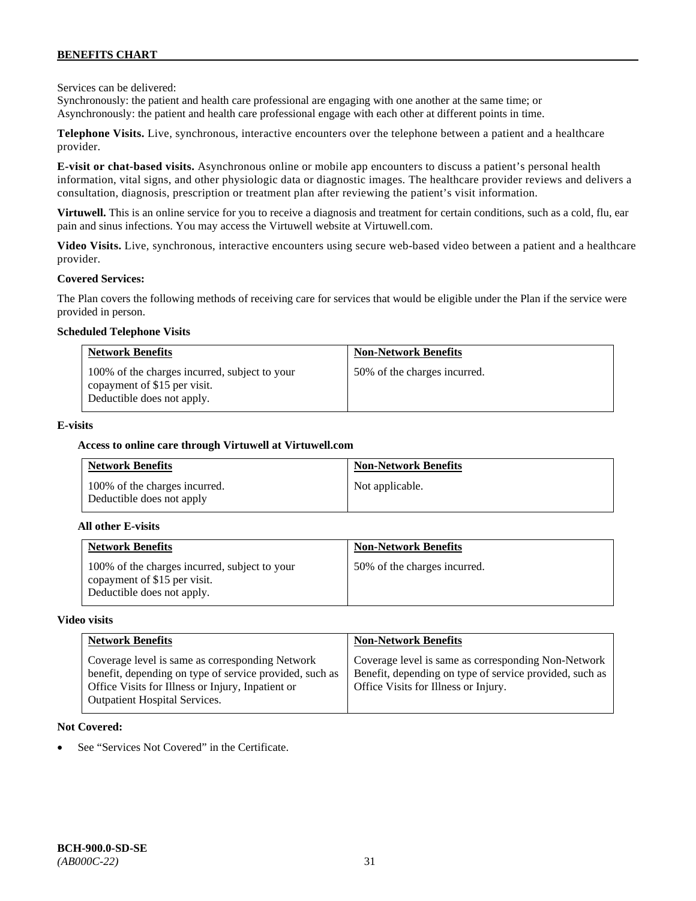Services can be delivered:
Synchronously: the patient and health care professional are engaging with one another at the same time; or
Asynchronously: the patient and health care professional engage with each other at different points in time.

**Telephone Visits.** Live, synchronous, interactive encounters over the telephone between a patient and a healthcare provider.

**E-visit or chat-based visits.** Asynchronous online or mobile app encounters to discuss a patient's personal health information, vital signs, and other physiologic data or diagnostic images. The healthcare provider reviews and delivers a consultation, diagnosis, prescription or treatment plan after reviewing the patient's visit information.

**Virtuwell.** This is an online service for you to receive a diagnosis and treatment for certain conditions, such as a cold, flu, ear pain and sinus infections. You may access the Virtuwell website at Virtuwell.com.

**Video Visits.** Live, synchronous, interactive encounters using secure web-based video between a patient and a healthcare provider.

**Covered Services:**

The Plan covers the following methods of receiving care for services that would be eligible under the Plan if the service were provided in person.

**Scheduled Telephone Visits**

| Network Benefits | Non-Network Benefits |
|---|---|
| 100% of the charges incurred, subject to your copayment of $15 per visit. Deductible does not apply. | 50% of the charges incurred. |

**E-visits**

**Access to online care through Virtuwell at Virtuwell.com**

| Network Benefits | Non-Network Benefits |
|---|---|
| 100% of the charges incurred. Deductible does not apply | Not applicable. |

**All other E-visits**

| Network Benefits | Non-Network Benefits |
|---|---|
| 100% of the charges incurred, subject to your copayment of $15 per visit. Deductible does not apply. | 50% of the charges incurred. |

**Video visits**

| Network Benefits | Non-Network Benefits |
|---|---|
| Coverage level is same as corresponding Network benefit, depending on type of service provided, such as Office Visits for Illness or Injury, Inpatient or Outpatient Hospital Services. | Coverage level is same as corresponding Non-Network Benefit, depending on type of service provided, such as Office Visits for Illness or Injury. |

**Not Covered:**

- See "Services Not Covered" in the Certificate.

**BCH-900.0-SD-SE**
*(AB000C-22)*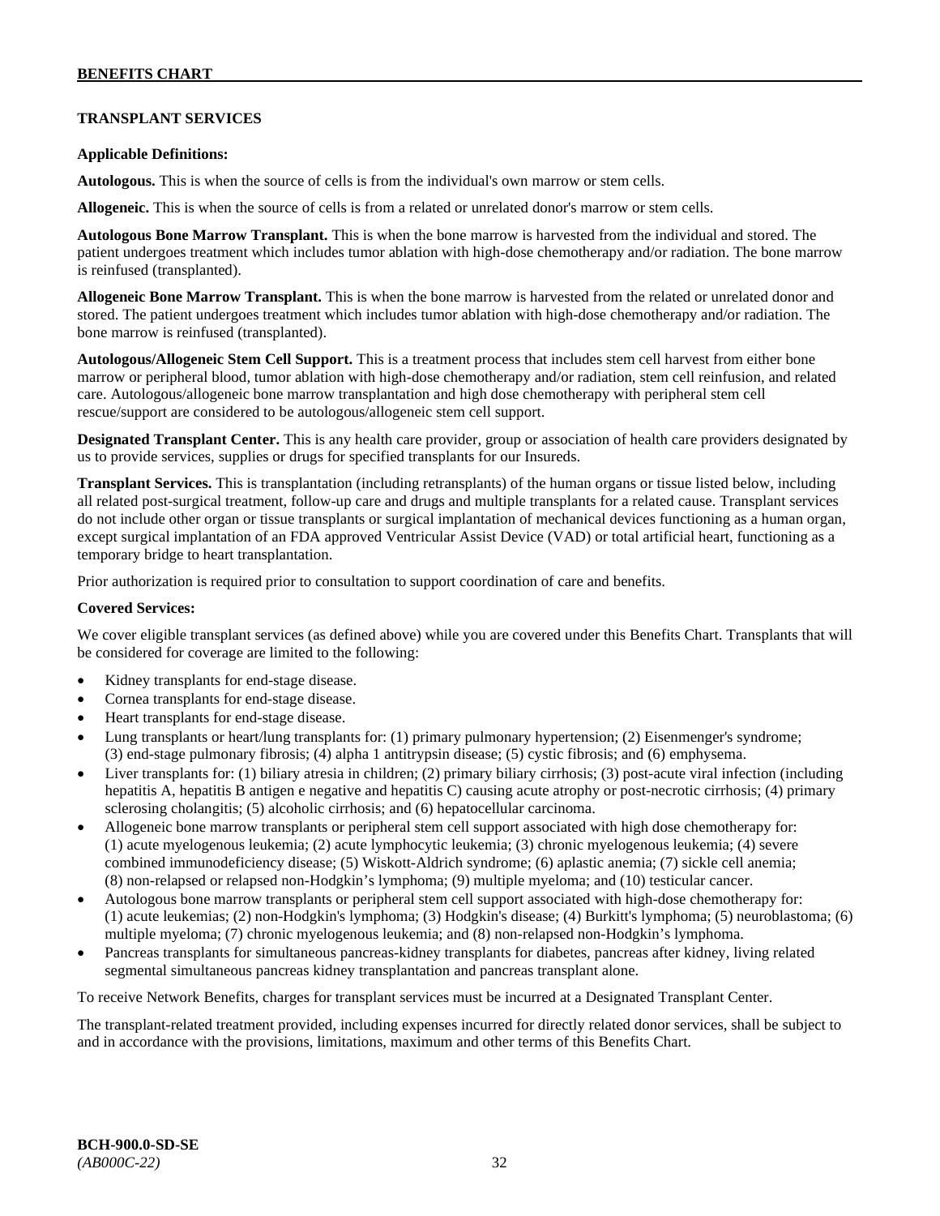## TRANSPLANT SERVICES

**Applicable Definitions:**

**Autologous.** This is when the source of cells is from the individual's own marrow or stem cells.

**Allogeneic.** This is when the source of cells is from a related or unrelated donor's marrow or stem cells.

**Autologous Bone Marrow Transplant.** This is when the bone marrow is harvested from the individual and stored. The patient undergoes treatment which includes tumor ablation with high-dose chemotherapy and/or radiation. The bone marrow is reinfused (transplanted).

**Allogeneic Bone Marrow Transplant.** This is when the bone marrow is harvested from the related or unrelated donor and stored. The patient undergoes treatment which includes tumor ablation with high-dose chemotherapy and/or radiation. The bone marrow is reinfused (transplanted).

**Autologous/Allogeneic Stem Cell Support.** This is a treatment process that includes stem cell harvest from either bone marrow or peripheral blood, tumor ablation with high-dose chemotherapy and/or radiation, stem cell reinfusion, and related care. Autologous/allogeneic bone marrow transplantation and high dose chemotherapy with peripheral stem cell rescue/support are considered to be autologous/allogeneic stem cell support.

**Designated Transplant Center.** This is any health care provider, group or association of health care providers designated by us to provide services, supplies or drugs for specified transplants for our Insureds.

**Transplant Services.** This is transplantation (including retransplants) of the human organs or tissue listed below, including all related post-surgical treatment, follow-up care and drugs and multiple transplants for a related cause. Transplant services do not include other organ or tissue transplants or surgical implantation of mechanical devices functioning as a human organ, except surgical implantation of an FDA approved Ventricular Assist Device (VAD) or total artificial heart, functioning as a temporary bridge to heart transplantation.

Prior authorization is required prior to consultation to support coordination of care and benefits.

**Covered Services:**

We cover eligible transplant services (as defined above) while you are covered under this Benefits Chart. Transplants that will be considered for coverage are limited to the following:

- Kidney transplants for end-stage disease.
- Cornea transplants for end-stage disease.
- Heart transplants for end-stage disease.
- Lung transplants or heart/lung transplants for: (1) primary pulmonary hypertension; (2) Eisenmenger's syndrome; (3) end-stage pulmonary fibrosis; (4) alpha 1 antitrypsin disease; (5) cystic fibrosis; and (6) emphysema.
- Liver transplants for: (1) biliary atresia in children; (2) primary biliary cirrhosis; (3) post-acute viral infection (including hepatitis A, hepatitis B antigen e negative and hepatitis C) causing acute atrophy or post-necrotic cirrhosis; (4) primary sclerosing cholangitis; (5) alcoholic cirrhosis; and (6) hepatocellular carcinoma.
- Allogeneic bone marrow transplants or peripheral stem cell support associated with high dose chemotherapy for: (1) acute myelogenous leukemia; (2) acute lymphocytic leukemia; (3) chronic myelogenous leukemia; (4) severe combined immunodeficiency disease; (5) Wiskott-Aldrich syndrome; (6) aplastic anemia; (7) sickle cell anemia; (8) non-relapsed or relapsed non-Hodgkin's lymphoma; (9) multiple myeloma; and (10) testicular cancer.
- Autologous bone marrow transplants or peripheral stem cell support associated with high-dose chemotherapy for: (1) acute leukemias; (2) non-Hodgkin's lymphoma; (3) Hodgkin's disease; (4) Burkitt's lymphoma; (5) neuroblastoma; (6) multiple myeloma; (7) chronic myelogenous leukemia; and (8) non-relapsed non-Hodgkin's lymphoma.
- Pancreas transplants for simultaneous pancreas-kidney transplants for diabetes, pancreas after kidney, living related segmental simultaneous pancreas kidney transplantation and pancreas transplant alone.

To receive Network Benefits, charges for transplant services must be incurred at a Designated Transplant Center.

The transplant-related treatment provided, including expenses incurred for directly related donor services, shall be subject to and in accordance with the provisions, limitations, maximum and other terms of this Benefits Chart.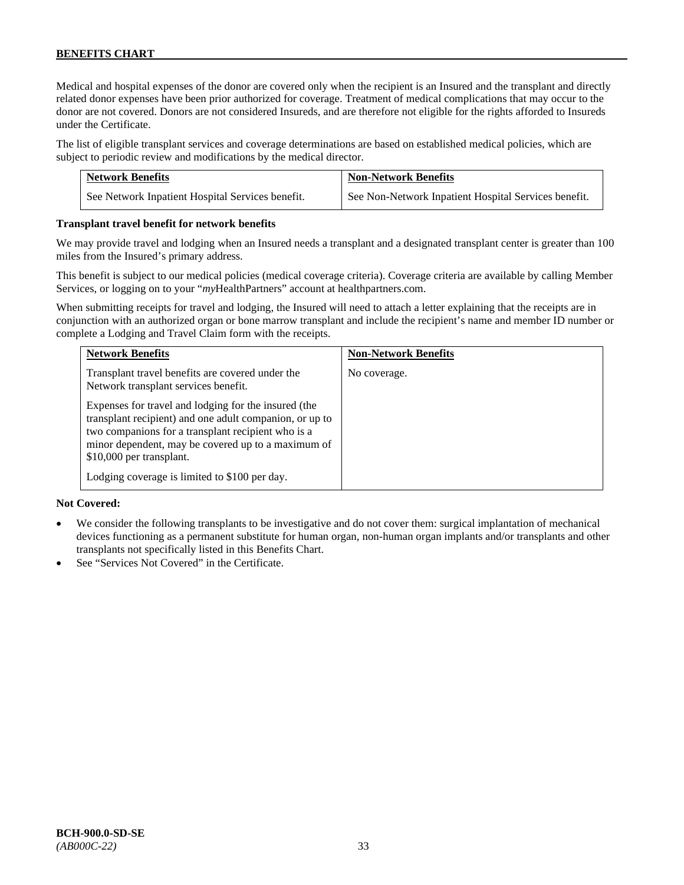Medical and hospital expenses of the donor are covered only when the recipient is an Insured and the transplant and directly related donor expenses have been prior authorized for coverage. Treatment of medical complications that may occur to the donor are not covered. Donors are not considered Insureds, and are therefore not eligible for the rights afforded to Insureds under the Certificate.

The list of eligible transplant services and coverage determinations are based on established medical policies, which are subject to periodic review and modifications by the medical director.

| Network Benefits | Non-Network Benefits |
| --- | --- |
| See Network Inpatient Hospital Services benefit. | See Non-Network Inpatient Hospital Services benefit. |

**Transplant travel benefit for network benefits**

We may provide travel and lodging when an Insured needs a transplant and a designated transplant center is greater than 100 miles from the Insured's primary address.

This benefit is subject to our medical policies (medical coverage criteria). Coverage criteria are available by calling Member Services, or logging on to your "*my*HealthPartners" account at healthpartners.com.

When submitting receipts for travel and lodging, the Insured will need to attach a letter explaining that the receipts are in conjunction with an authorized organ or bone marrow transplant and include the recipient's name and member ID number or complete a Lodging and Travel Claim form with the receipts.

| Network Benefits | Non-Network Benefits |
| --- | --- |
| Transplant travel benefits are covered under the Network transplant services benefit.<br><br>Expenses for travel and lodging for the insured (the transplant recipient) and one adult companion, or up to two companions for a transplant recipient who is a minor dependent, may be covered up to a maximum of $10,000 per transplant.<br><br>Lodging coverage is limited to $100 per day. | No coverage. |

**Not Covered:**

- We consider the following transplants to be investigative and do not cover them: surgical implantation of mechanical devices functioning as a permanent substitute for human organ, non-human organ implants and/or transplants and other transplants not specifically listed in this Benefits Chart.
- See "Services Not Covered" in the Certificate.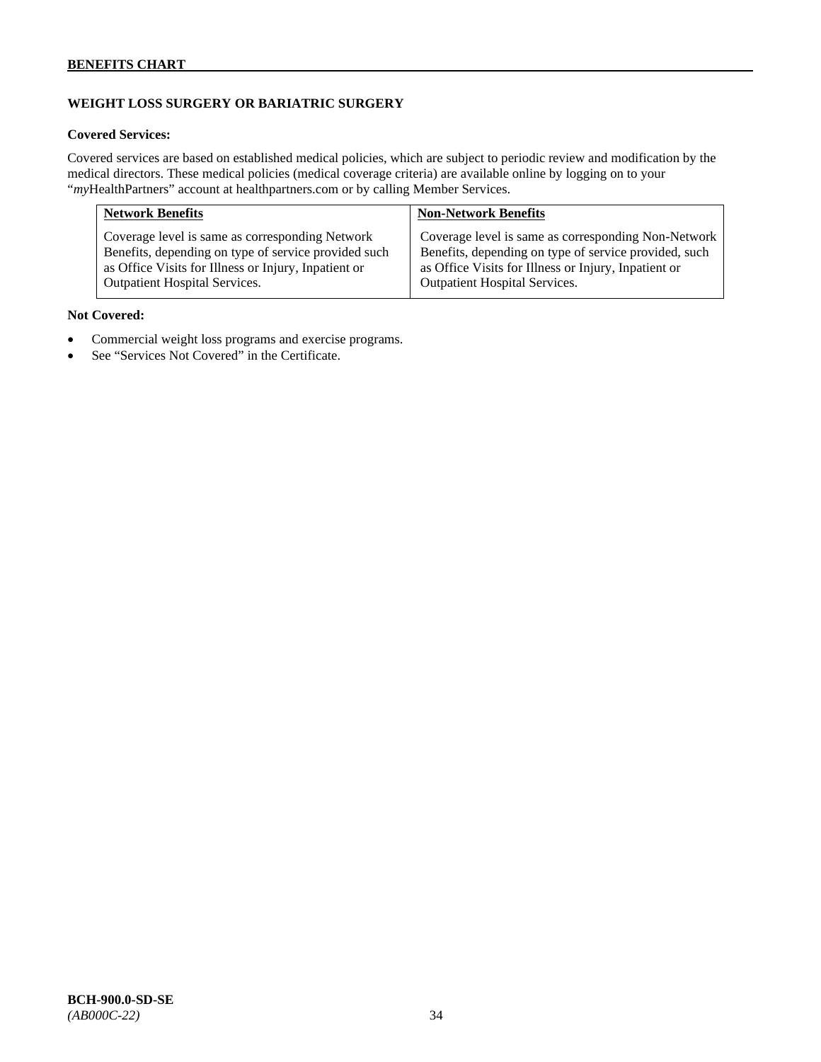## WEIGHT LOSS SURGERY OR BARIATRIC SURGERY

**Covered Services:**

Covered services are based on established medical policies, which are subject to periodic review and modification by the medical directors. These medical policies (medical coverage criteria) are available online by logging on to your "*my*HealthPartners" account at healthpartners.com or by calling Member Services.

| Network Benefits | Non-Network Benefits |
|---|---|
| Coverage level is same as corresponding Network Benefits, depending on type of service provided such as Office Visits for Illness or Injury, Inpatient or Outpatient Hospital Services. | Coverage level is same as corresponding Non-Network Benefits, depending on type of service provided, such as Office Visits for Illness or Injury, Inpatient or Outpatient Hospital Services. |

**Not Covered:**

- Commercial weight loss programs and exercise programs.
- See "Services Not Covered" in the Certificate.

**BCH-900.0-SD-SE**
*(AB000C-22)*